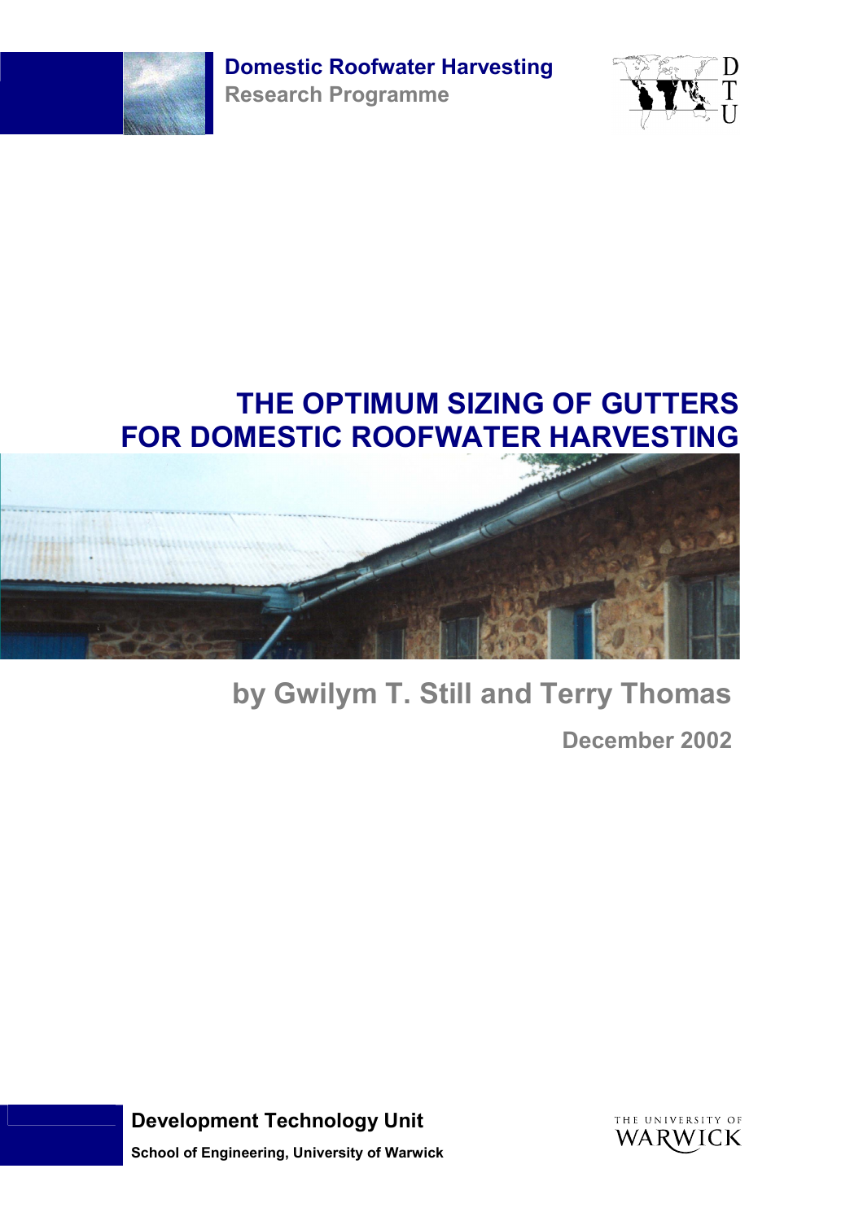**Domestic Roofwater Harvesting**
**Research Programme**

DTU

# THE OPTIMUM SIZING OF GUTTERS FOR DOMESTIC ROOFWATER HARVESTING

## by Gwilym T. Still and Terry Thomas

**December 2002**

**Development Technology Unit**

**School of Engineering, University of Warwick**

THE UNIVERSITY OF WARWICK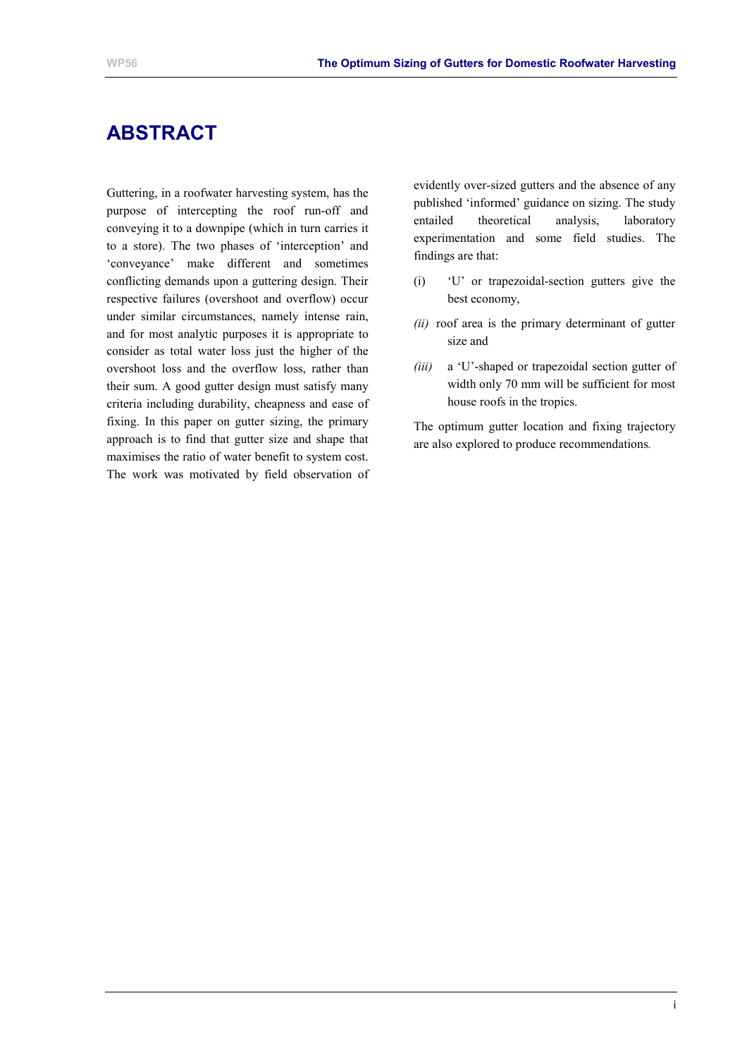# ABSTRACT

Guttering, in a roofwater harvesting system, has the purpose of intercepting the roof run-off and conveying it to a downpipe (which in turn carries it to a store). The two phases of 'interception' and 'conveyance' make different and sometimes conflicting demands upon a guttering design. Their respective failures (overshoot and overflow) occur under similar circumstances, namely intense rain, and for most analytic purposes it is appropriate to consider as total water loss just the higher of the overshoot loss and the overflow loss, rather than their sum. A good gutter design must satisfy many criteria including durability, cheapness and ease of fixing. In this paper on gutter sizing, the primary approach is to find that gutter size and shape that maximises the ratio of water benefit to system cost. The work was motivated by field observation of evidently over-sized gutters and the absence of any published 'informed' guidance on sizing. The study entailed theoretical analysis, laboratory experimentation and some field studies. The findings are that:

(i) 'U' or trapezoidal-section gutters give the best economy,

*(ii)* roof area is the primary determinant of gutter size and

*(iii)* a 'U'-shaped or trapezoidal section gutter of width only 70 mm will be sufficient for most house roofs in the tropics.

The optimum gutter location and fixing trajectory are also explored to produce recommendations.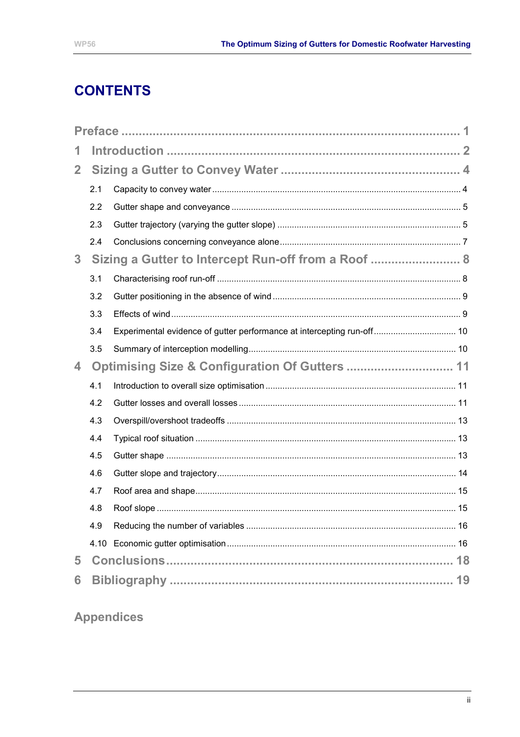# CONTENTS

- Preface ... 1
- 1 Introduction ... 2
- 2 Sizing a Gutter to Convey Water ... 4
  - 2.1 Capacity to convey water ... 4
  - 2.2 Gutter shape and conveyance ... 5
  - 2.3 Gutter trajectory (varying the gutter slope) ... 5
  - 2.4 Conclusions concerning conveyance alone ... 7
- 3 Sizing a Gutter to Intercept Run-off from a Roof ... 8
  - 3.1 Characterising roof run-off ... 8
  - 3.2 Gutter positioning in the absence of wind ... 9
  - 3.3 Effects of wind ... 9
  - 3.4 Experimental evidence of gutter performance at intercepting run-off ... 10
  - 3.5 Summary of interception modelling ... 10
- 4 Optimising Size & Configuration Of Gutters ... 11
  - 4.1 Introduction to overall size optimisation ... 11
  - 4.2 Gutter losses and overall losses ... 11
  - 4.3 Overspill/overshoot tradeoffs ... 13
  - 4.4 Typical roof situation ... 13
  - 4.5 Gutter shape ... 13
  - 4.6 Gutter slope and trajectory ... 14
  - 4.7 Roof area and shape ... 15
  - 4.8 Roof slope ... 15
  - 4.9 Reducing the number of variables ... 16
  - 4.10 Economic gutter optimisation ... 16
- 5 Conclusions ... 18
- 6 Bibliography ... 19

Appendices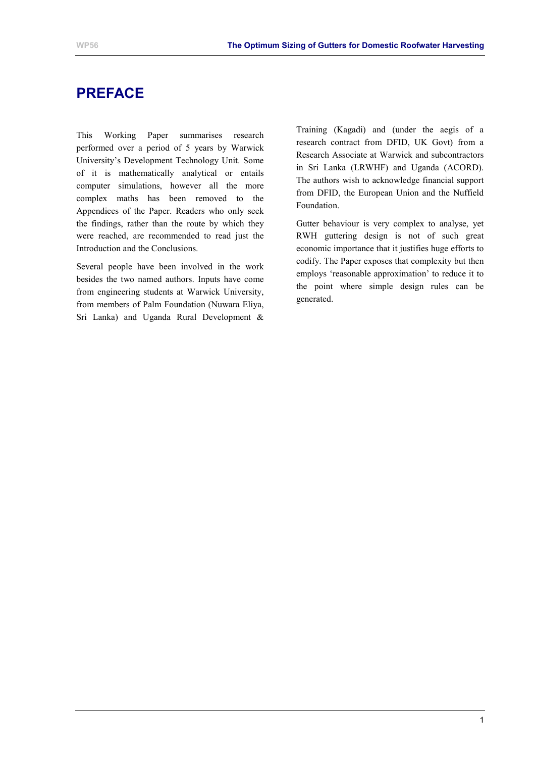# PREFACE

This Working Paper summarises research performed over a period of 5 years by Warwick University's Development Technology Unit. Some of it is mathematically analytical or entails computer simulations, however all the more complex maths has been removed to the Appendices of the Paper. Readers who only seek the findings, rather than the route by which they were reached, are recommended to read just the Introduction and the Conclusions.

Several people have been involved in the work besides the two named authors. Inputs have come from engineering students at Warwick University, from members of Palm Foundation (Nuwara Eliya, Sri Lanka) and Uganda Rural Development & Training (Kagadi) and (under the aegis of a research contract from DFID, UK Govt) from a Research Associate at Warwick and subcontractors in Sri Lanka (LRWHF) and Uganda (ACORD). The authors wish to acknowledge financial support from DFID, the European Union and the Nuffield Foundation.

Gutter behaviour is very complex to analyse, yet RWH guttering design is not of such great economic importance that it justifies huge efforts to codify. The Paper exposes that complexity but then employs 'reasonable approximation' to reduce it to the point where simple design rules can be generated.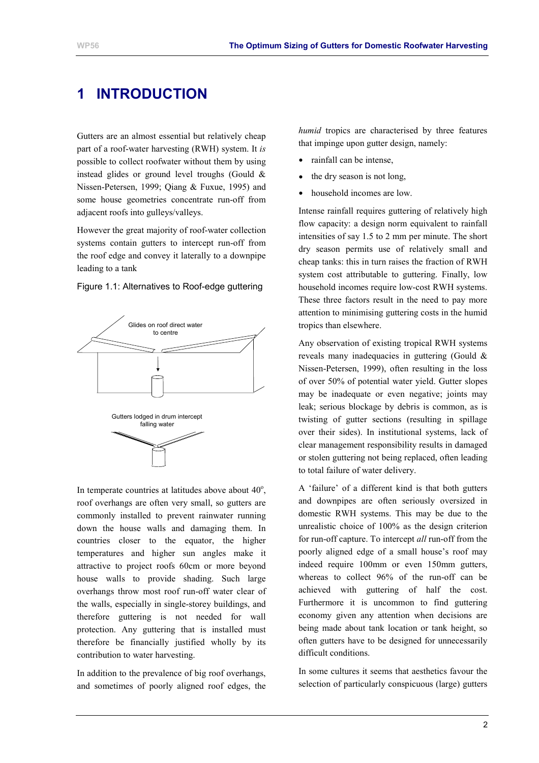# 1 INTRODUCTION

Gutters are an almost essential but relatively cheap part of a roof-water harvesting (RWH) system. It *is* possible to collect roofwater without them by using instead glides or ground level troughs (Gould & Nissen-Petersen, 1999; Qiang & Fuxue, 1995) and some house geometries concentrate run-off from adjacent roofs into gulleys/valleys.

However the great majority of roof-water collection systems contain gutters to intercept run-off from the roof edge and convey it laterally to a downpipe leading to a tank

Figure 1.1: Alternatives to Roof-edge guttering

Glides on roof direct water to centre

Gutters lodged in drum intercept falling water

In temperate countries at latitudes above about 40°, roof overhangs are often very small, so gutters are commonly installed to prevent rainwater running down the house walls and damaging them. In countries closer to the equator, the higher temperatures and higher sun angles make it attractive to project roofs 60cm or more beyond house walls to provide shading. Such large overhangs throw most roof run-off water clear of the walls, especially in single-storey buildings, and therefore guttering is not needed for wall protection. Any guttering that is installed must therefore be financially justified wholly by its contribution to water harvesting.

In addition to the prevalence of big roof overhangs, and sometimes of poorly aligned roof edges, the *humid* tropics are characterised by three features that impinge upon gutter design, namely:

- rainfall can be intense,
- the dry season is not long,
- household incomes are low.

Intense rainfall requires guttering of relatively high flow capacity: a design norm equivalent to rainfall intensities of say 1.5 to 2 mm per minute. The short dry season permits use of relatively small and cheap tanks: this in turn raises the fraction of RWH system cost attributable to guttering. Finally, low household incomes require low-cost RWH systems. These three factors result in the need to pay more attention to minimising guttering costs in the humid tropics than elsewhere.

Any observation of existing tropical RWH systems reveals many inadequacies in guttering (Gould & Nissen-Petersen, 1999), often resulting in the loss of over 50% of potential water yield. Gutter slopes may be inadequate or even negative; joints may leak; serious blockage by debris is common, as is twisting of gutter sections (resulting in spillage over their sides). In institutional systems, lack of clear management responsibility results in damaged or stolen guttering not being replaced, often leading to total failure of water delivery.

A 'failure' of a different kind is that both gutters and downpipes are often seriously oversized in domestic RWH systems. This may be due to the unrealistic choice of 100% as the design criterion for run-off capture. To intercept *all* run-off from the poorly aligned edge of a small house's roof may indeed require 100mm or even 150mm gutters, whereas to collect 96% of the run-off can be achieved with guttering of half the cost. Furthermore it is uncommon to find guttering economy given any attention when decisions are being made about tank location or tank height, so often gutters have to be designed for unnecessarily difficult conditions.

In some cultures it seems that aesthetics favour the selection of particularly conspicuous (large) gutters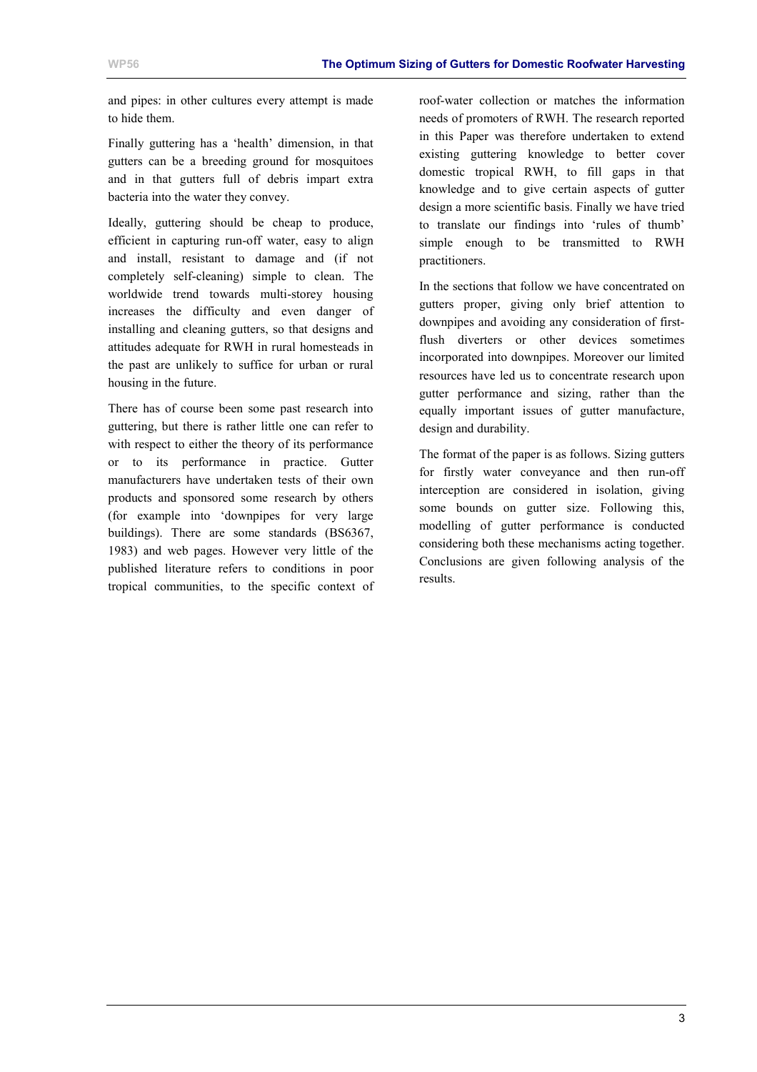and pipes: in other cultures every attempt is made to hide them.

Finally guttering has a 'health' dimension, in that gutters can be a breeding ground for mosquitoes and in that gutters full of debris impart extra bacteria into the water they convey.

Ideally, guttering should be cheap to produce, efficient in capturing run-off water, easy to align and install, resistant to damage and (if not completely self-cleaning) simple to clean. The worldwide trend towards multi-storey housing increases the difficulty and even danger of installing and cleaning gutters, so that designs and attitudes adequate for RWH in rural homesteads in the past are unlikely to suffice for urban or rural housing in the future.

There has of course been some past research into guttering, but there is rather little one can refer to with respect to either the theory of its performance or to its performance in practice. Gutter manufacturers have undertaken tests of their own products and sponsored some research by others (for example into 'downpipes for very large buildings). There are some standards (BS6367, 1983) and web pages. However very little of the published literature refers to conditions in poor tropical communities, to the specific context of roof-water collection or matches the information needs of promoters of RWH. The research reported in this Paper was therefore undertaken to extend existing guttering knowledge to better cover domestic tropical RWH, to fill gaps in that knowledge and to give certain aspects of gutter design a more scientific basis. Finally we have tried to translate our findings into 'rules of thumb' simple enough to be transmitted to RWH practitioners.

In the sections that follow we have concentrated on gutters proper, giving only brief attention to downpipes and avoiding any consideration of first-flush diverters or other devices sometimes incorporated into downpipes. Moreover our limited resources have led us to concentrate research upon gutter performance and sizing, rather than the equally important issues of gutter manufacture, design and durability.

The format of the paper is as follows. Sizing gutters for firstly water conveyance and then run-off interception are considered in isolation, giving some bounds on gutter size. Following this, modelling of gutter performance is conducted considering both these mechanisms acting together. Conclusions are given following analysis of the results.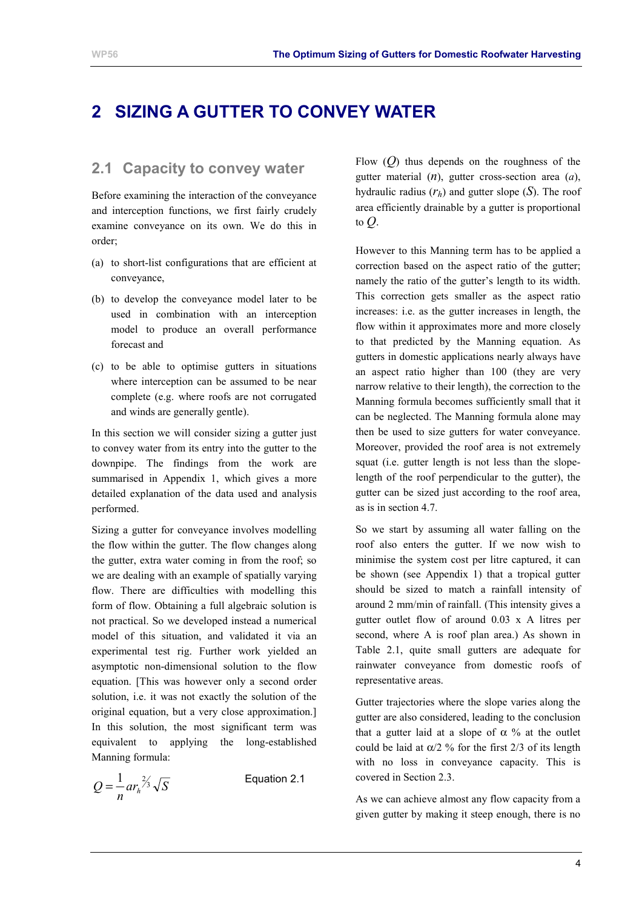# 2 SIZING A GUTTER TO CONVEY WATER

## 2.1 Capacity to convey water

Before examining the interaction of the conveyance and interception functions, we first fairly crudely examine conveyance on its own. We do this in order;

(a) to short-list configurations that are efficient at conveyance,

(b) to develop the conveyance model later to be used in combination with an interception model to produce an overall performance forecast and

(c) to be able to optimise gutters in situations where interception can be assumed to be near complete (e.g. where roofs are not corrugated and winds are generally gentle).

In this section we will consider sizing a gutter just to convey water from its entry into the gutter to the downpipe. The findings from the work are summarised in Appendix 1, which gives a more detailed explanation of the data used and analysis performed.

Sizing a gutter for conveyance involves modelling the flow within the gutter. The flow changes along the gutter, extra water coming in from the roof; so we are dealing with an example of spatially varying flow. There are difficulties with modelling this form of flow. Obtaining a full algebraic solution is not practical. So we developed instead a numerical model of this situation, and validated it via an experimental test rig. Further work yielded an asymptotic non-dimensional solution to the flow equation. [This was however only a second order solution, i.e. it was not exactly the solution of the original equation, but a very close approximation.] In this solution, the most significant term was equivalent to applying the long-established Manning formula:

$$Q = \frac{1}{n} a r_h^{2/3} \sqrt{S} \qquad \text{Equation 2.1}$$

Flow ($Q$) thus depends on the roughness of the gutter material ($n$), gutter cross-section area ($a$), hydraulic radius ($r_h$) and gutter slope ($S$). The roof area efficiently drainable by a gutter is proportional to $Q$.

However to this Manning term has to be applied a correction based on the aspect ratio of the gutter; namely the ratio of the gutter's length to its width. This correction gets smaller as the aspect ratio increases: i.e. as the gutter increases in length, the flow within it approximates more and more closely to that predicted by the Manning equation. As gutters in domestic applications nearly always have an aspect ratio higher than 100 (they are very narrow relative to their length), the correction to the Manning formula becomes sufficiently small that it can be neglected. The Manning formula alone may then be used to size gutters for water conveyance. Moreover, provided the roof area is not extremely squat (i.e. gutter length is not less than the slope-length of the roof perpendicular to the gutter), the gutter can be sized just according to the roof area, as is in section 4.7.

So we start by assuming all water falling on the roof also enters the gutter. If we now wish to minimise the system cost per litre captured, it can be shown (see Appendix 1) that a tropical gutter should be sized to match a rainfall intensity of around 2 mm/min of rainfall. (This intensity gives a gutter outlet flow of around 0.03 x A litres per second, where A is roof plan area.) As shown in Table 2.1, quite small gutters are adequate for rainwater conveyance from domestic roofs of representative areas.

Gutter trajectories where the slope varies along the gutter are also considered, leading to the conclusion that a gutter laid at a slope of $\alpha$ % at the outlet could be laid at $\alpha/2$ % for the first 2/3 of its length with no loss in conveyance capacity. This is covered in Section 2.3.

As we can achieve almost any flow capacity from a given gutter by making it steep enough, there is no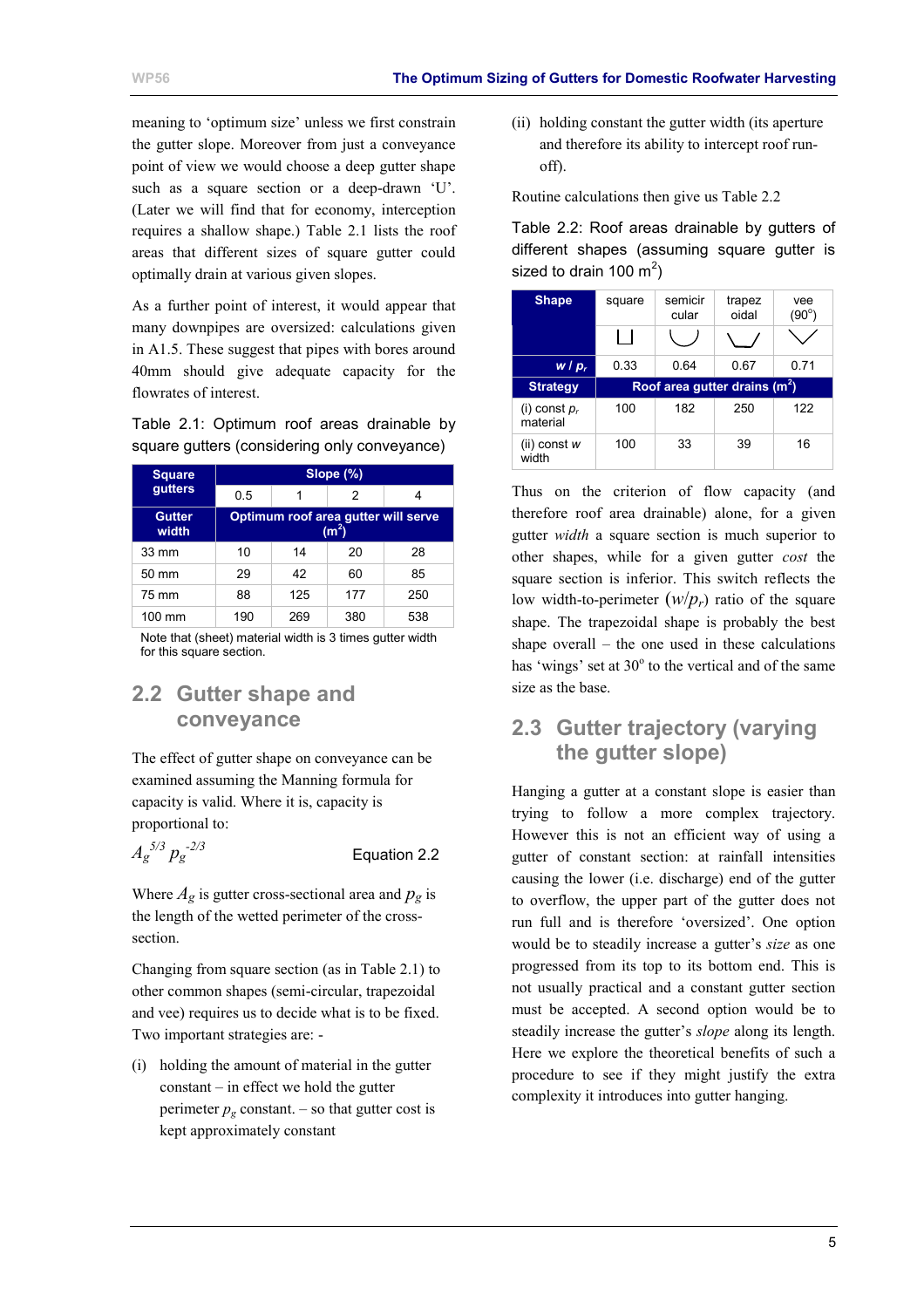meaning to 'optimum size' unless we first constrain the gutter slope. Moreover from just a conveyance point of view we would choose a deep gutter shape such as a square section or a deep-drawn 'U'. (Later we will find that for economy, interception requires a shallow shape.) Table 2.1 lists the roof areas that different sizes of square gutter could optimally drain at various given slopes.

As a further point of interest, it would appear that many downpipes are oversized: calculations given in A1.5. These suggest that pipes with bores around 40mm should give adequate capacity for the flowrates of interest.

Table 2.1: Optimum roof areas drainable by square gutters (considering only conveyance)

| Square gutters | Slope (%) | | | |
|---|---|---|---|---|
| | 0.5 | 1 | 2 | 4 |
| **Gutter width** | **Optimum roof area gutter will serve ($m^2$)** | | | |
| 33 mm | 10 | 14 | 20 | 28 |
| 50 mm | 29 | 42 | 60 | 85 |
| 75 mm | 88 | 125 | 177 | 250 |
| 100 mm | 190 | 269 | 380 | 538 |

Note that (sheet) material width is 3 times gutter width for this square section.

## 2.2 Gutter shape and conveyance

The effect of gutter shape on conveyance can be examined assuming the Manning formula for capacity is valid. Where it is, capacity is proportional to:

$$A_g^{5/3} \, p_g^{-2/3} \qquad \text{Equation 2.2}$$

Where $A_g$ is gutter cross-sectional area and $p_g$ is the length of the wetted perimeter of the cross-section.

Changing from square section (as in Table 2.1) to other common shapes (semi-circular, trapezoidal and vee) requires us to decide what is to be fixed. Two important strategies are: -

(i) holding the amount of material in the gutter constant – in effect we hold the gutter perimeter $p_g$ constant. – so that gutter cost is kept approximately constant

(ii) holding constant the gutter width (its aperture and therefore its ability to intercept roof run-off).

Routine calculations then give us Table 2.2

Table 2.2: Roof areas drainable by gutters of different shapes (assuming square gutter is sized to drain 100 $m^2$)

| Shape | square | semicircular | trapezoidal | vee (90°) |
|---|---|---|---|---|
| | ⊔ | ◡ | \\\_/ | ∨ |
| $w / p_r$ | 0.33 | 0.64 | 0.67 | 0.71 |
| **Strategy** | **Roof area gutter drains ($m^2$)** | | | |
| (i) const $p_r$ material | 100 | 182 | 250 | 122 |
| (ii) const $w$ width | 100 | 33 | 39 | 16 |

Thus on the criterion of flow capacity (and therefore roof area drainable) alone, for a given gutter *width* a square section is much superior to other shapes, while for a given gutter *cost* the square section is inferior. This switch reflects the low width-to-perimeter $(w/p_r)$ ratio of the square shape. The trapezoidal shape is probably the best shape overall – the one used in these calculations has 'wings' set at 30° to the vertical and of the same size as the base.

## 2.3 Gutter trajectory (varying the gutter slope)

Hanging a gutter at a constant slope is easier than trying to follow a more complex trajectory. However this is not an efficient way of using a gutter of constant section: at rainfall intensities causing the lower (i.e. discharge) end of the gutter to overflow, the upper part of the gutter does not run full and is therefore 'oversized'. One option would be to steadily increase a gutter's *size* as one progressed from its top to its bottom end. This is not usually practical and a constant gutter section must be accepted. A second option would be to steadily increase the gutter's *slope* along its length. Here we explore the theoretical benefits of such a procedure to see if they might justify the extra complexity it introduces into gutter hanging.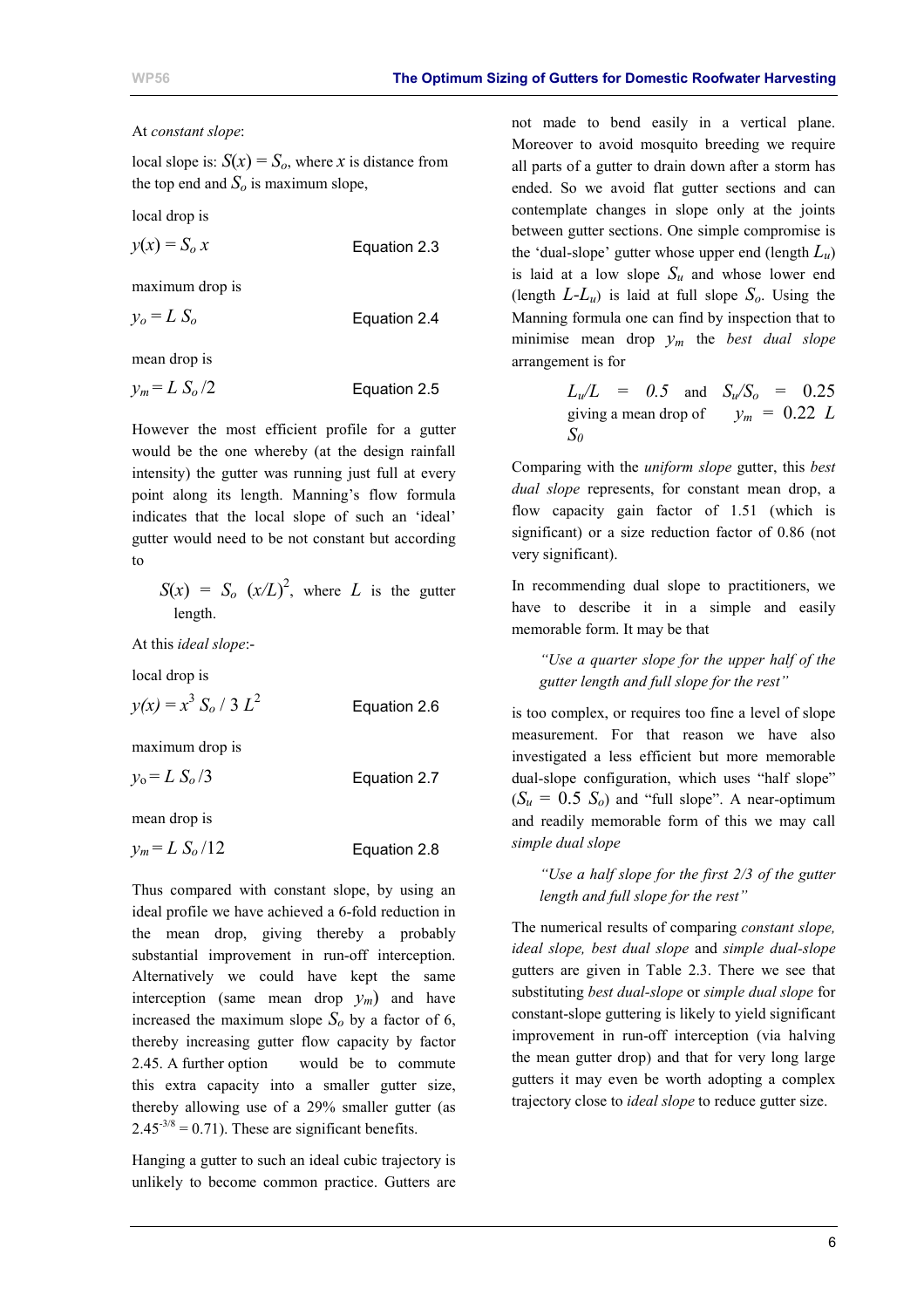At *constant slope*:

local slope is: $S(x) = S_o$, where $x$ is distance from the top end and $S_o$ is maximum slope,

local drop is

$$y(x) = S_o\, x \qquad \text{Equation 2.3}$$

maximum drop is

$$y_o = L\, S_o \qquad \text{Equation 2.4}$$

mean drop is

$$y_m = L\, S_o /2 \qquad \text{Equation 2.5}$$

However the most efficient profile for a gutter would be the one whereby (at the design rainfall intensity) the gutter was running just full at every point along its length. Manning's flow formula indicates that the local slope of such an 'ideal' gutter would need to be not constant but according to

$S(x) = S_o\, (x/L)^2$, where $L$ is the gutter length.

At this *ideal slope*:-

local drop is

$$y(x) = x^3\, S_o / 3\, L^2 \qquad \text{Equation 2.6}$$

maximum drop is

$$y_o = L\, S_o /3 \qquad \text{Equation 2.7}$$

mean drop is

$$y_m = L\, S_o /12 \qquad \text{Equation 2.8}$$

Thus compared with constant slope, by using an ideal profile we have achieved a 6-fold reduction in the mean drop, giving thereby a probably substantial improvement in run-off interception. Alternatively we could have kept the same interception (same mean drop $y_m$) and have increased the maximum slope $S_o$ by a factor of 6, thereby increasing gutter flow capacity by factor 2.45. A further option would be to commute this extra capacity into a smaller gutter size, thereby allowing use of a 29% smaller gutter (as $2.45^{-3/8} = 0.71$). These are significant benefits.

Hanging a gutter to such an ideal cubic trajectory is unlikely to become common practice. Gutters are not made to bend easily in a vertical plane. Moreover to avoid mosquito breeding we require all parts of a gutter to drain down after a storm has ended. So we avoid flat gutter sections and can contemplate changes in slope only at the joints between gutter sections. One simple compromise is the 'dual-slope' gutter whose upper end (length $L_u$) is laid at a low slope $S_u$ and whose lower end (length $L$-$L_u$) is laid at full slope $S_o$. Using the Manning formula one can find by inspection that to minimise mean drop $y_m$ the *best dual slope* arrangement is for

$L_u/L = 0.5$ and $S_u/S_o = 0.25$

giving a mean drop of $y_m = 0.22\, L\, S_0$

Comparing with the *uniform slope* gutter, this *best dual slope* represents, for constant mean drop, a flow capacity gain factor of 1.51 (which is significant) or a size reduction factor of 0.86 (not very significant).

In recommending dual slope to practitioners, we have to describe it in a simple and easily memorable form. It may be that

> *"Use a quarter slope for the upper half of the gutter length and full slope for the rest"*

is too complex, or requires too fine a level of slope measurement. For that reason we have also investigated a less efficient but more memorable dual-slope configuration, which uses "half slope" ($S_u = 0.5\, S_o$) and "full slope". A near-optimum and readily memorable form of this we may call *simple dual slope*

> *"Use a half slope for the first 2/3 of the gutter length and full slope for the rest"*

The numerical results of comparing *constant slope, ideal slope, best dual slope* and *simple dual-slope* gutters are given in Table 2.3. There we see that substituting *best dual-slope* or *simple dual slope* for constant-slope guttering is likely to yield significant improvement in run-off interception (via halving the mean gutter drop) and that for very long large gutters it may even be worth adopting a complex trajectory close to *ideal slope* to reduce gutter size.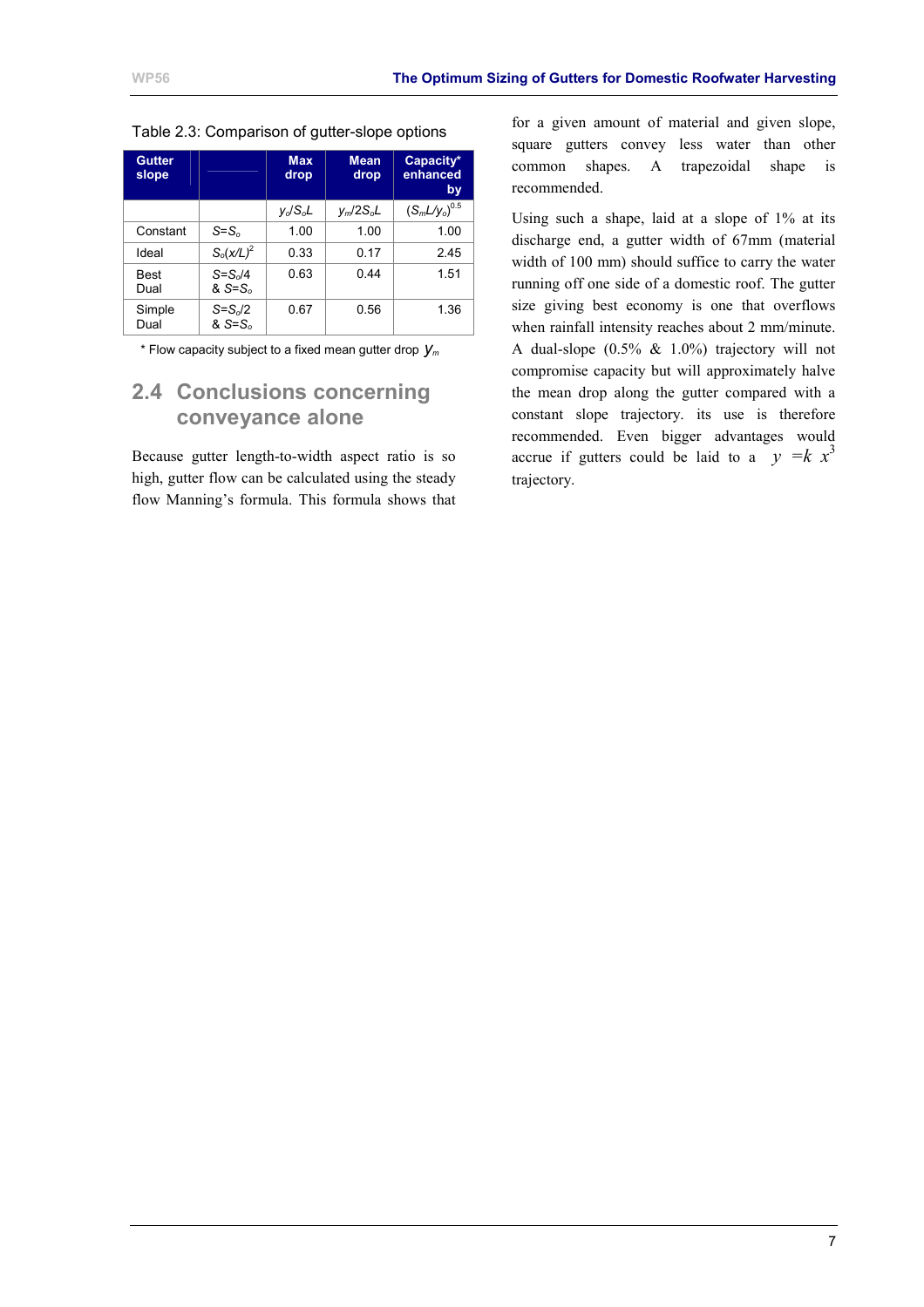Table 2.3: Comparison of gutter-slope options

| Gutter slope | | Max drop | Mean drop | Capacity* enhanced by |
|---|---|---|---|---|
| | | $y_o/S_oL$ | $y_m/2S_oL$ | $(S_mL/y_o)^{0.5}$ |
| Constant | $S=S_o$ | 1.00 | 1.00 | 1.00 |
| Ideal | $S_o(x/L)^2$ | 0.33 | 0.17 | 2.45 |
| Best Dual | $S=S_o/4$ & $S=S_o$ | 0.63 | 0.44 | 1.51 |
| Simple Dual | $S=S_o/2$ & $S=S_o$ | 0.67 | 0.56 | 1.36 |

\* Flow capacity subject to a fixed mean gutter drop $y_m$

## 2.4 Conclusions concerning conveyance alone

Because gutter length-to-width aspect ratio is so high, gutter flow can be calculated using the steady flow Manning's formula. This formula shows that for a given amount of material and given slope, square gutters convey less water than other common shapes. A trapezoidal shape is recommended.

Using such a shape, laid at a slope of 1% at its discharge end, a gutter width of 67mm (material width of 100 mm) should suffice to carry the water running off one side of a domestic roof. The gutter size giving best economy is one that overflows when rainfall intensity reaches about 2 mm/minute. A dual-slope (0.5% & 1.0%) trajectory will not compromise capacity but will approximately halve the mean drop along the gutter compared with a constant slope trajectory. its use is therefore recommended. Even bigger advantages would accrue if gutters could be laid to a $y = k\ x^3$ trajectory.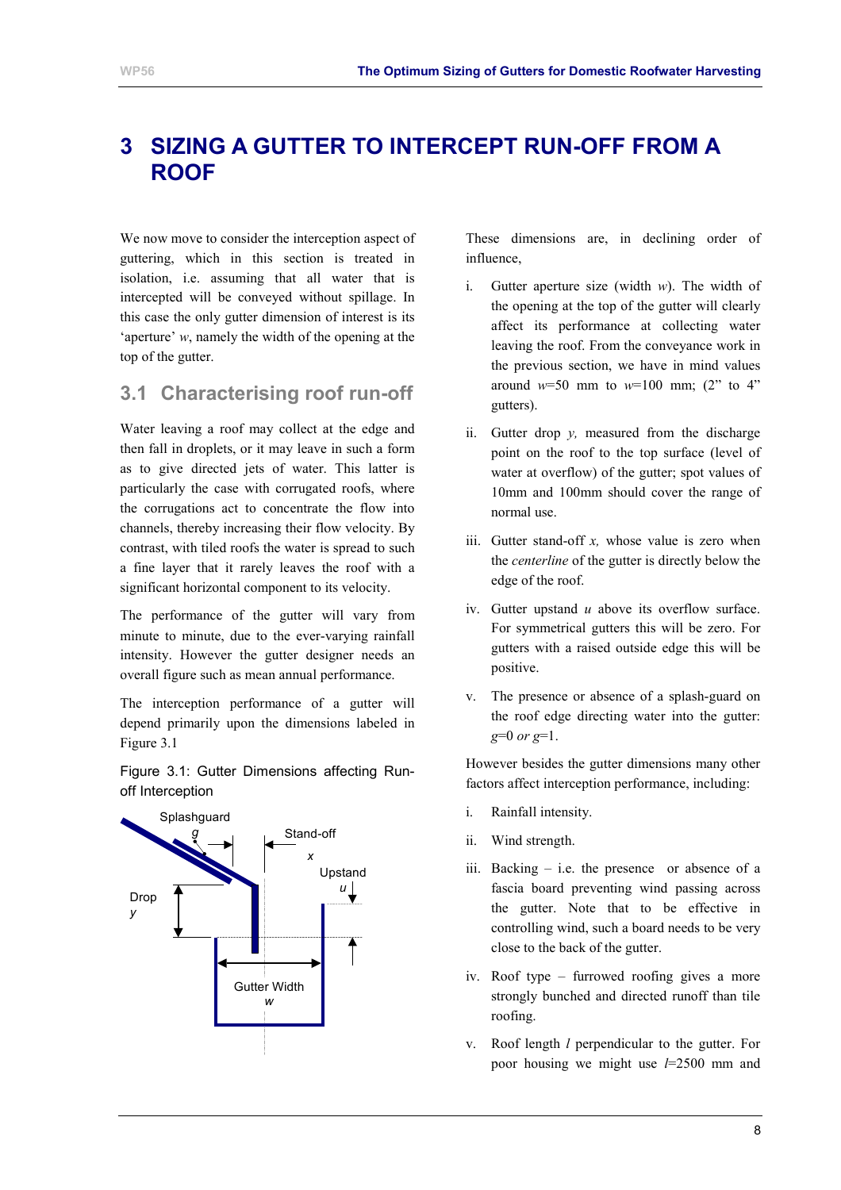# 3 SIZING A GUTTER TO INTERCEPT RUN-OFF FROM A ROOF

We now move to consider the interception aspect of guttering, which in this section is treated in isolation, i.e. assuming that all water that is intercepted will be conveyed without spillage. In this case the only gutter dimension of interest is its 'aperture' $w$, namely the width of the opening at the top of the gutter.

## 3.1 Characterising roof run-off

Water leaving a roof may collect at the edge and then fall in droplets, or it may leave in such a form as to give directed jets of water. This latter is particularly the case with corrugated roofs, where the corrugations act to concentrate the flow into channels, thereby increasing their flow velocity. By contrast, with tiled roofs the water is spread to such a fine layer that it rarely leaves the roof with a significant horizontal component to its velocity.

The performance of the gutter will vary from minute to minute, due to the ever-varying rainfall intensity. However the gutter designer needs an overall figure such as mean annual performance.

The interception performance of a gutter will depend primarily upon the dimensions labeled in Figure 3.1

Figure 3.1: Gutter Dimensions affecting Run-off Interception

These dimensions are, in declining order of influence,

i. Gutter aperture size (width $w$). The width of the opening at the top of the gutter will clearly affect its performance at collecting water leaving the roof. From the conveyance work in the previous section, we have in mind values around $w$=50 mm to $w$=100 mm; (2" to 4" gutters).

ii. Gutter drop $y$, measured from the discharge point on the roof to the top surface (level of water at overflow) of the gutter; spot values of 10mm and 100mm should cover the range of normal use.

iii. Gutter stand-off $x$, whose value is zero when the *centerline* of the gutter is directly below the edge of the roof.

iv. Gutter upstand $u$ above its overflow surface. For symmetrical gutters this will be zero. For gutters with a raised outside edge this will be positive.

v. The presence or absence of a splash-guard on the roof edge directing water into the gutter: $g$=0 *or* $g$=1.

However besides the gutter dimensions many other factors affect interception performance, including:

i. Rainfall intensity.

ii. Wind strength.

iii. Backing – i.e. the presence or absence of a fascia board preventing wind passing across the gutter. Note that to be effective in controlling wind, such a board needs to be very close to the back of the gutter.

iv. Roof type – furrowed roofing gives a more strongly bunched and directed runoff than tile roofing.

v. Roof length $l$ perpendicular to the gutter. For poor housing we might use $l$=2500 mm and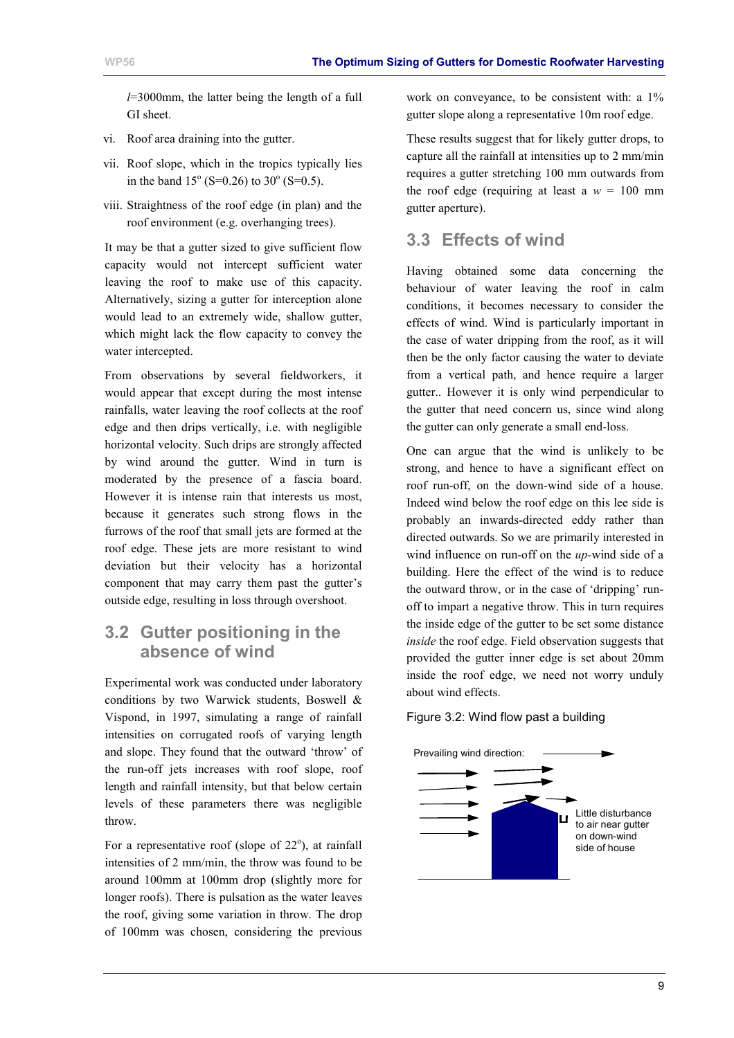$l$=3000mm, the latter being the length of a full GI sheet.

vi. Roof area draining into the gutter.

vii. Roof slope, which in the tropics typically lies in the band 15° (S=0.26) to 30° (S=0.5).

viii. Straightness of the roof edge (in plan) and the roof environment (e.g. overhanging trees).

It may be that a gutter sized to give sufficient flow capacity would not intercept sufficient water leaving the roof to make use of this capacity. Alternatively, sizing a gutter for interception alone would lead to an extremely wide, shallow gutter, which might lack the flow capacity to convey the water intercepted.

From observations by several fieldworkers, it would appear that except during the most intense rainfalls, water leaving the roof collects at the roof edge and then drips vertically, i.e. with negligible horizontal velocity. Such drips are strongly affected by wind around the gutter. Wind in turn is moderated by the presence of a fascia board. However it is intense rain that interests us most, because it generates such strong flows in the furrows of the roof that small jets are formed at the roof edge. These jets are more resistant to wind deviation but their velocity has a horizontal component that may carry them past the gutter's outside edge, resulting in loss through overshoot.

## 3.2 Gutter positioning in the absence of wind

Experimental work was conducted under laboratory conditions by two Warwick students, Boswell & Vispond, in 1997, simulating a range of rainfall intensities on corrugated roofs of varying length and slope. They found that the outward 'throw' of the run-off jets increases with roof slope, roof length and rainfall intensity, but that below certain levels of these parameters there was negligible throw.

For a representative roof (slope of 22°), at rainfall intensities of 2 mm/min, the throw was found to be around 100mm at 100mm drop (slightly more for longer roofs). There is pulsation as the water leaves the roof, giving some variation in throw. The drop of 100mm was chosen, considering the previous work on conveyance, to be consistent with: a 1% gutter slope along a representative 10m roof edge.

These results suggest that for likely gutter drops, to capture all the rainfall at intensities up to 2 mm/min requires a gutter stretching 100 mm outwards from the roof edge (requiring at least a $w$ = 100 mm gutter aperture).

## 3.3 Effects of wind

Having obtained some data concerning the behaviour of water leaving the roof in calm conditions, it becomes necessary to consider the effects of wind. Wind is particularly important in the case of water dripping from the roof, as it will then be the only factor causing the water to deviate from a vertical path, and hence require a larger gutter.. However it is only wind perpendicular to the gutter that need concern us, since wind along the gutter can only generate a small end-loss.

One can argue that the wind is unlikely to be strong, and hence to have a significant effect on roof run-off, on the down-wind side of a house. Indeed wind below the roof edge on this lee side is probably an inwards-directed eddy rather than directed outwards. So we are primarily interested in wind influence on run-off on the *up*-wind side of a building. Here the effect of the wind is to reduce the outward throw, or in the case of 'dripping' run-off to impart a negative throw. This in turn requires the inside edge of the gutter to be set some distance *inside* the roof edge. Field observation suggests that provided the gutter inner edge is set about 20mm inside the roof edge, we need not worry unduly about wind effects.

Figure 3.2: Wind flow past a building

Prevailing wind direction:

Little disturbance to air near gutter on down-wind side of house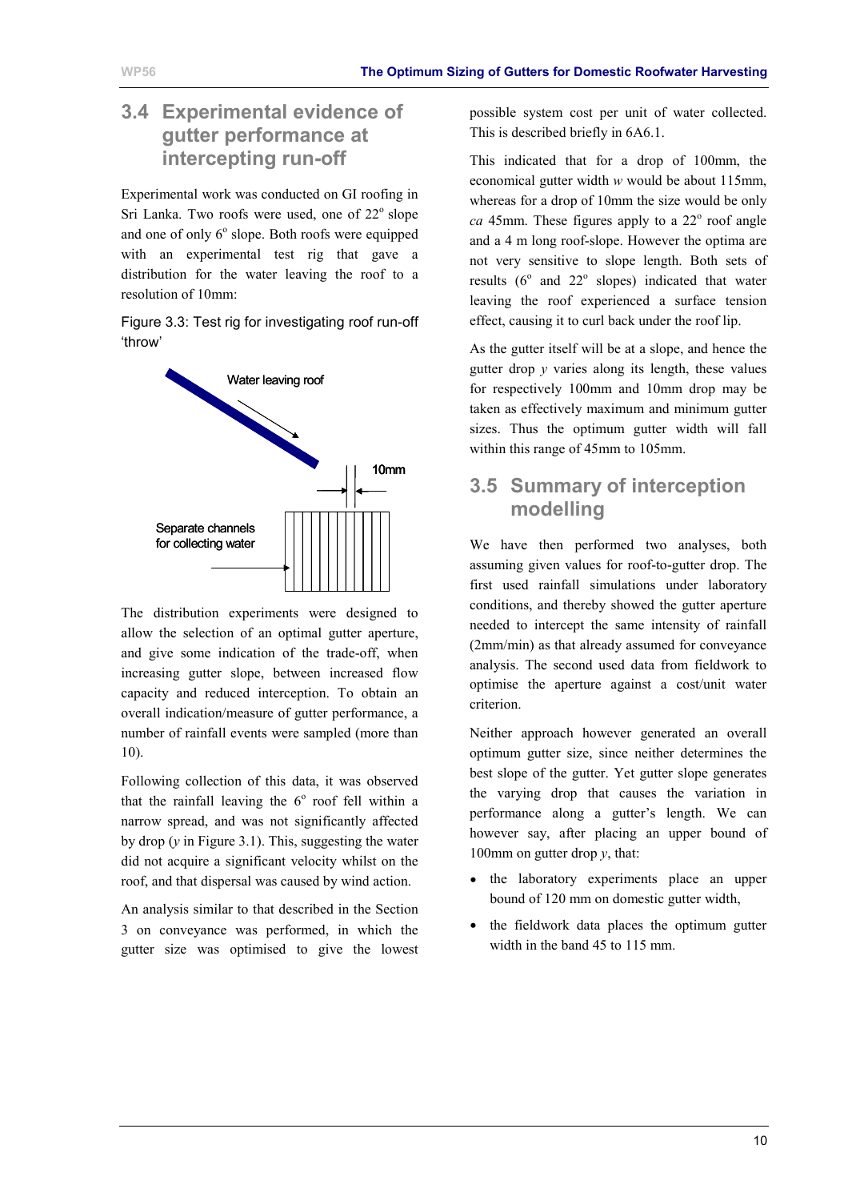## 3.4 Experimental evidence of gutter performance at intercepting run-off

Experimental work was conducted on GI roofing in Sri Lanka. Two roofs were used, one of 22$^{o}$ slope and one of only 6$^{o}$ slope. Both roofs were equipped with an experimental test rig that gave a distribution for the water leaving the roof to a resolution of 10mm:

Figure 3.3: Test rig for investigating roof run-off 'throw'

Water leaving roof

10mm

Separate channels for collecting water

The distribution experiments were designed to allow the selection of an optimal gutter aperture, and give some indication of the trade-off, when increasing gutter slope, between increased flow capacity and reduced interception. To obtain an overall indication/measure of gutter performance, a number of rainfall events were sampled (more than 10).

Following collection of this data, it was observed that the rainfall leaving the 6$^{o}$ roof fell within a narrow spread, and was not significantly affected by drop ($y$ in Figure 3.1). This, suggesting the water did not acquire a significant velocity whilst on the roof, and that dispersal was caused by wind action.

An analysis similar to that described in the Section 3 on conveyance was performed, in which the gutter size was optimised to give the lowest possible system cost per unit of water collected. This is described briefly in 6A6.1.

This indicated that for a drop of 100mm, the economical gutter width $w$ would be about 115mm, whereas for a drop of 10mm the size would be only *ca* 45mm. These figures apply to a 22$^{o}$ roof angle and a 4 m long roof-slope. However the optima are not very sensitive to slope length. Both sets of results (6$^{o}$ and 22$^{o}$ slopes) indicated that water leaving the roof experienced a surface tension effect, causing it to curl back under the roof lip.

As the gutter itself will be at a slope, and hence the gutter drop $y$ varies along its length, these values for respectively 100mm and 10mm drop may be taken as effectively maximum and minimum gutter sizes. Thus the optimum gutter width will fall within this range of 45mm to 105mm.

## 3.5 Summary of interception modelling

We have then performed two analyses, both assuming given values for roof-to-gutter drop. The first used rainfall simulations under laboratory conditions, and thereby showed the gutter aperture needed to intercept the same intensity of rainfall (2mm/min) as that already assumed for conveyance analysis. The second used data from fieldwork to optimise the aperture against a cost/unit water criterion.

Neither approach however generated an overall optimum gutter size, since neither determines the best slope of the gutter. Yet gutter slope generates the varying drop that causes the variation in performance along a gutter's length. We can however say, after placing an upper bound of 100mm on gutter drop $y$, that:

- the laboratory experiments place an upper bound of 120 mm on domestic gutter width,
- the fieldwork data places the optimum gutter width in the band 45 to 115 mm.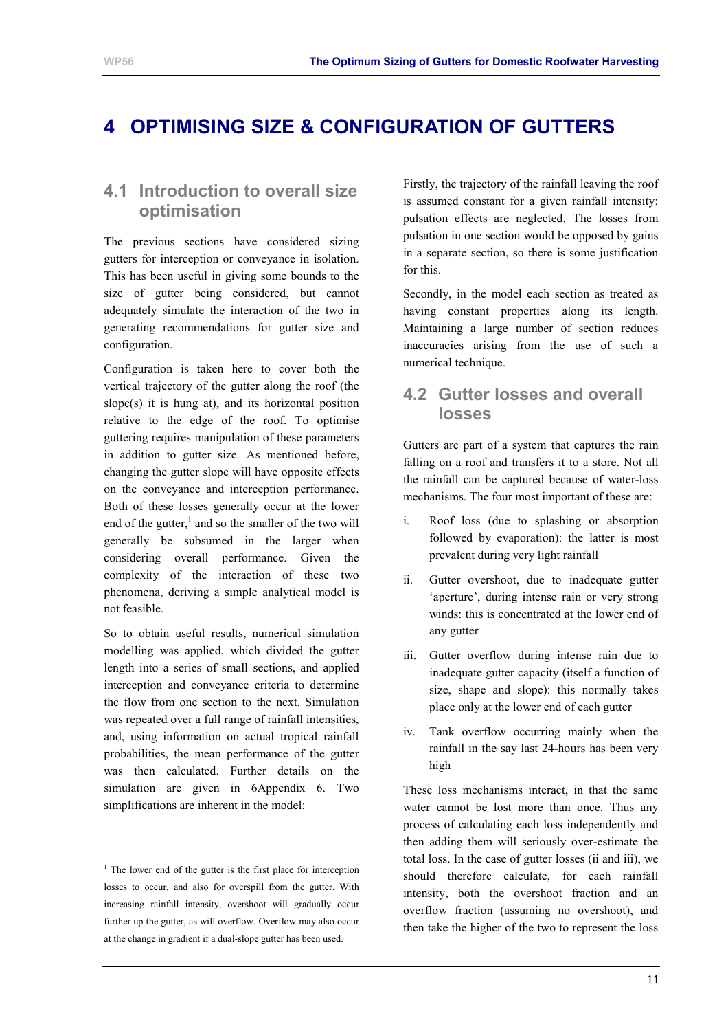# 4 OPTIMISING SIZE & CONFIGURATION OF GUTTERS

## 4.1 Introduction to overall size optimisation

The previous sections have considered sizing gutters for interception or conveyance in isolation. This has been useful in giving some bounds to the size of gutter being considered, but cannot adequately simulate the interaction of the two in generating recommendations for gutter size and configuration.

Configuration is taken here to cover both the vertical trajectory of the gutter along the roof (the slope(s) it is hung at), and its horizontal position relative to the edge of the roof. To optimise guttering requires manipulation of these parameters in addition to gutter size. As mentioned before, changing the gutter slope will have opposite effects on the conveyance and interception performance. Both of these losses generally occur at the lower end of the gutter,[1] and so the smaller of the two will generally be subsumed in the larger when considering overall performance. Given the complexity of the interaction of these two phenomena, deriving a simple analytical model is not feasible.

So to obtain useful results, numerical simulation modelling was applied, which divided the gutter length into a series of small sections, and applied interception and conveyance criteria to determine the flow from one section to the next. Simulation was repeated over a full range of rainfall intensities, and, using information on actual tropical rainfall probabilities, the mean performance of the gutter was then calculated. Further details on the simulation are given in 6Appendix 6. Two simplifications are inherent in the model:

Firstly, the trajectory of the rainfall leaving the roof is assumed constant for a given rainfall intensity: pulsation effects are neglected. The losses from pulsation in one section would be opposed by gains in a separate section, so there is some justification for this.

Secondly, in the model each section as treated as having constant properties along its length. Maintaining a large number of section reduces inaccuracies arising from the use of such a numerical technique.

## 4.2 Gutter losses and overall losses

Gutters are part of a system that captures the rain falling on a roof and transfers it to a store. Not all the rainfall can be captured because of water-loss mechanisms. The four most important of these are:

i. Roof loss (due to splashing or absorption followed by evaporation): the latter is most prevalent during very light rainfall

ii. Gutter overshoot, due to inadequate gutter 'aperture', during intense rain or very strong winds: this is concentrated at the lower end of any gutter

iii. Gutter overflow during intense rain due to inadequate gutter capacity (itself a function of size, shape and slope): this normally takes place only at the lower end of each gutter

iv. Tank overflow occurring mainly when the rainfall in the say last 24-hours has been very high

These loss mechanisms interact, in that the same water cannot be lost more than once. Thus any process of calculating each loss independently and then adding them will seriously over-estimate the total loss. In the case of gutter losses (ii and iii), we should therefore calculate, for each rainfall intensity, both the overshoot fraction and an overflow fraction (assuming no overshoot), and then take the higher of the two to represent the loss

---

[1] The lower end of the gutter is the first place for interception losses to occur, and also for overspill from the gutter. With increasing rainfall intensity, overshoot will gradually occur further up the gutter, as will overflow. Overflow may also occur at the change in gradient if a dual-slope gutter has been used.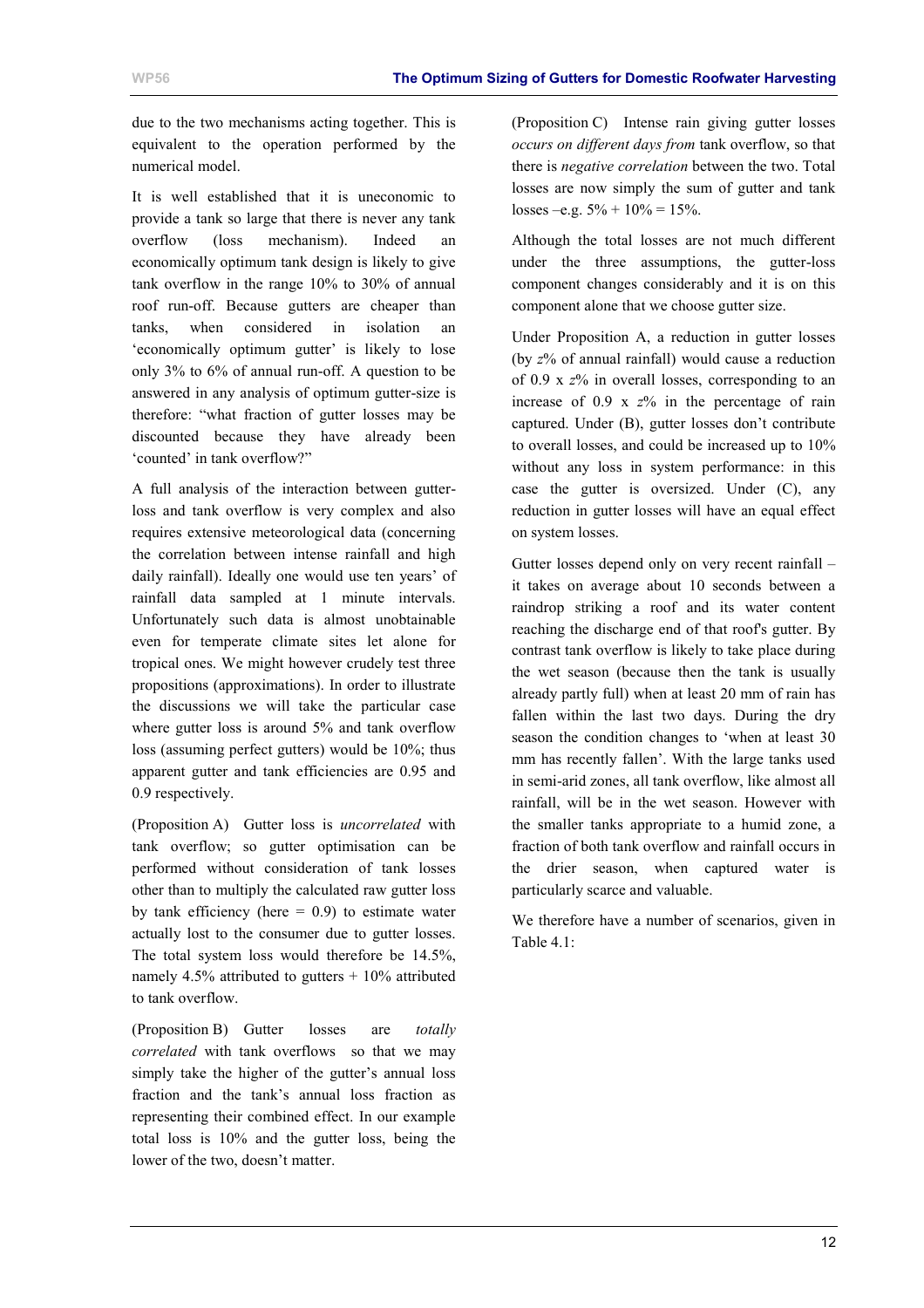due to the two mechanisms acting together. This is equivalent to the operation performed by the numerical model.

It is well established that it is uneconomic to provide a tank so large that there is never any tank overflow (loss mechanism). Indeed an economically optimum tank design is likely to give tank overflow in the range 10% to 30% of annual roof run-off. Because gutters are cheaper than tanks, when considered in isolation an 'economically optimum gutter' is likely to lose only 3% to 6% of annual run-off. A question to be answered in any analysis of optimum gutter-size is therefore: "what fraction of gutter losses may be discounted because they have already been 'counted' in tank overflow?"

A full analysis of the interaction between gutter-loss and tank overflow is very complex and also requires extensive meteorological data (concerning the correlation between intense rainfall and high daily rainfall). Ideally one would use ten years' of rainfall data sampled at 1 minute intervals. Unfortunately such data is almost unobtainable even for temperate climate sites let alone for tropical ones. We might however crudely test three propositions (approximations). In order to illustrate the discussions we will take the particular case where gutter loss is around 5% and tank overflow loss (assuming perfect gutters) would be 10%; thus apparent gutter and tank efficiencies are 0.95 and 0.9 respectively.

(Proposition A) Gutter loss is *uncorrelated* with tank overflow; so gutter optimisation can be performed without consideration of tank losses other than to multiply the calculated raw gutter loss by tank efficiency (here = 0.9) to estimate water actually lost to the consumer due to gutter losses. The total system loss would therefore be 14.5%, namely 4.5% attributed to gutters + 10% attributed to tank overflow.

(Proposition B) Gutter losses are *totally correlated* with tank overflows so that we may simply take the higher of the gutter's annual loss fraction and the tank's annual loss fraction as representing their combined effect. In our example total loss is 10% and the gutter loss, being the lower of the two, doesn't matter.

(Proposition C) Intense rain giving gutter losses *occurs on different days from* tank overflow, so that there is *negative correlation* between the two. Total losses are now simply the sum of gutter and tank losses –e.g. 5% + 10% = 15%.

Although the total losses are not much different under the three assumptions, the gutter-loss component changes considerably and it is on this component alone that we choose gutter size.

Under Proposition A, a reduction in gutter losses (by $z$% of annual rainfall) would cause a reduction of 0.9 x $z$% in overall losses, corresponding to an increase of 0.9 x $z$% in the percentage of rain captured. Under (B), gutter losses don't contribute to overall losses, and could be increased up to 10% without any loss in system performance: in this case the gutter is oversized. Under (C), any reduction in gutter losses will have an equal effect on system losses.

Gutter losses depend only on very recent rainfall – it takes on average about 10 seconds between a raindrop striking a roof and its water content reaching the discharge end of that roof's gutter. By contrast tank overflow is likely to take place during the wet season (because then the tank is usually already partly full) when at least 20 mm of rain has fallen within the last two days. During the dry season the condition changes to 'when at least 30 mm has recently fallen'. With the large tanks used in semi-arid zones, all tank overflow, like almost all rainfall, will be in the wet season. However with the smaller tanks appropriate to a humid zone, a fraction of both tank overflow and rainfall occurs in the drier season, when captured water is particularly scarce and valuable.

We therefore have a number of scenarios, given in Table 4.1: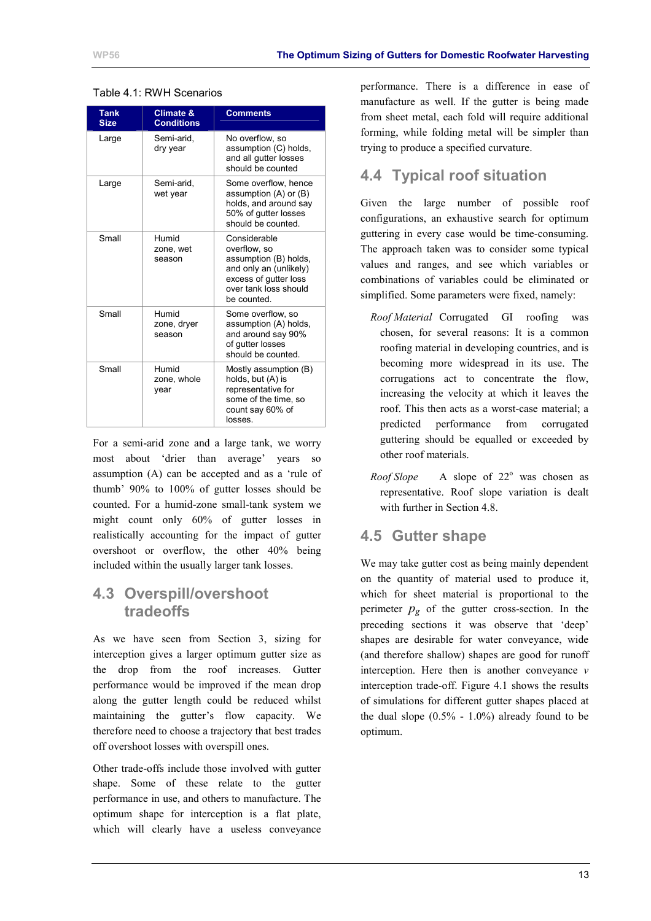Table 4.1: RWH Scenarios

| Tank Size | Climate & Conditions | Comments |
|---|---|---|
| Large | Semi-arid, dry year | No overflow, so assumption (C) holds, and all gutter losses should be counted |
| Large | Semi-arid, wet year | Some overflow, hence assumption (A) or (B) holds, and around say 50% of gutter losses should be counted. |
| Small | Humid zone, wet season | Considerable overflow, so assumption (B) holds, and only an (unlikely) excess of gutter loss over tank loss should be counted. |
| Small | Humid zone, dryer season | Some overflow, so assumption (A) holds, and around say 90% of gutter losses should be counted. |
| Small | Humid zone, whole year | Mostly assumption (B) holds, but (A) is representative for some of the time, so count say 60% of losses. |

For a semi-arid zone and a large tank, we worry most about 'drier than average' years so assumption (A) can be accepted and as a 'rule of thumb' 90% to 100% of gutter losses should be counted. For a humid-zone small-tank system we might count only 60% of gutter losses in realistically accounting for the impact of gutter overshoot or overflow, the other 40% being included within the usually larger tank losses.

## 4.3 Overspill/overshoot tradeoffs

As we have seen from Section 3, sizing for interception gives a larger optimum gutter size as the drop from the roof increases. Gutter performance would be improved if the mean drop along the gutter length could be reduced whilst maintaining the gutter's flow capacity. We therefore need to choose a trajectory that best trades off overshoot losses with overspill ones.

Other trade-offs include those involved with gutter shape. Some of these relate to the gutter performance in use, and others to manufacture. The optimum shape for interception is a flat plate, which will clearly have a useless conveyance performance. There is a difference in ease of manufacture as well. If the gutter is being made from sheet metal, each fold will require additional forming, while folding metal will be simpler than trying to produce a specified curvature.

## 4.4 Typical roof situation

Given the large number of possible roof configurations, an exhaustive search for optimum guttering in every case would be time-consuming. The approach taken was to consider some typical values and ranges, and see which variables or combinations of variables could be eliminated or simplified. Some parameters were fixed, namely:

*Roof Material* Corrugated GI roofing was chosen, for several reasons: It is a common roofing material in developing countries, and is becoming more widespread in its use. The corrugations act to concentrate the flow, increasing the velocity at which it leaves the roof. This then acts as a worst-case material; a predicted performance from corrugated guttering should be equalled or exceeded by other roof materials.

*Roof Slope* A slope of 22° was chosen as representative. Roof slope variation is dealt with further in Section 4.8.

## 4.5 Gutter shape

We may take gutter cost as being mainly dependent on the quantity of material used to produce it, which for sheet material is proportional to the perimeter $p_g$ of the gutter cross-section. In the preceding sections it was observe that 'deep' shapes are desirable for water conveyance, wide (and therefore shallow) shapes are good for runoff interception. Here then is another conveyance $v$ interception trade-off. Figure 4.1 shows the results of simulations for different gutter shapes placed at the dual slope (0.5% - 1.0%) already found to be optimum.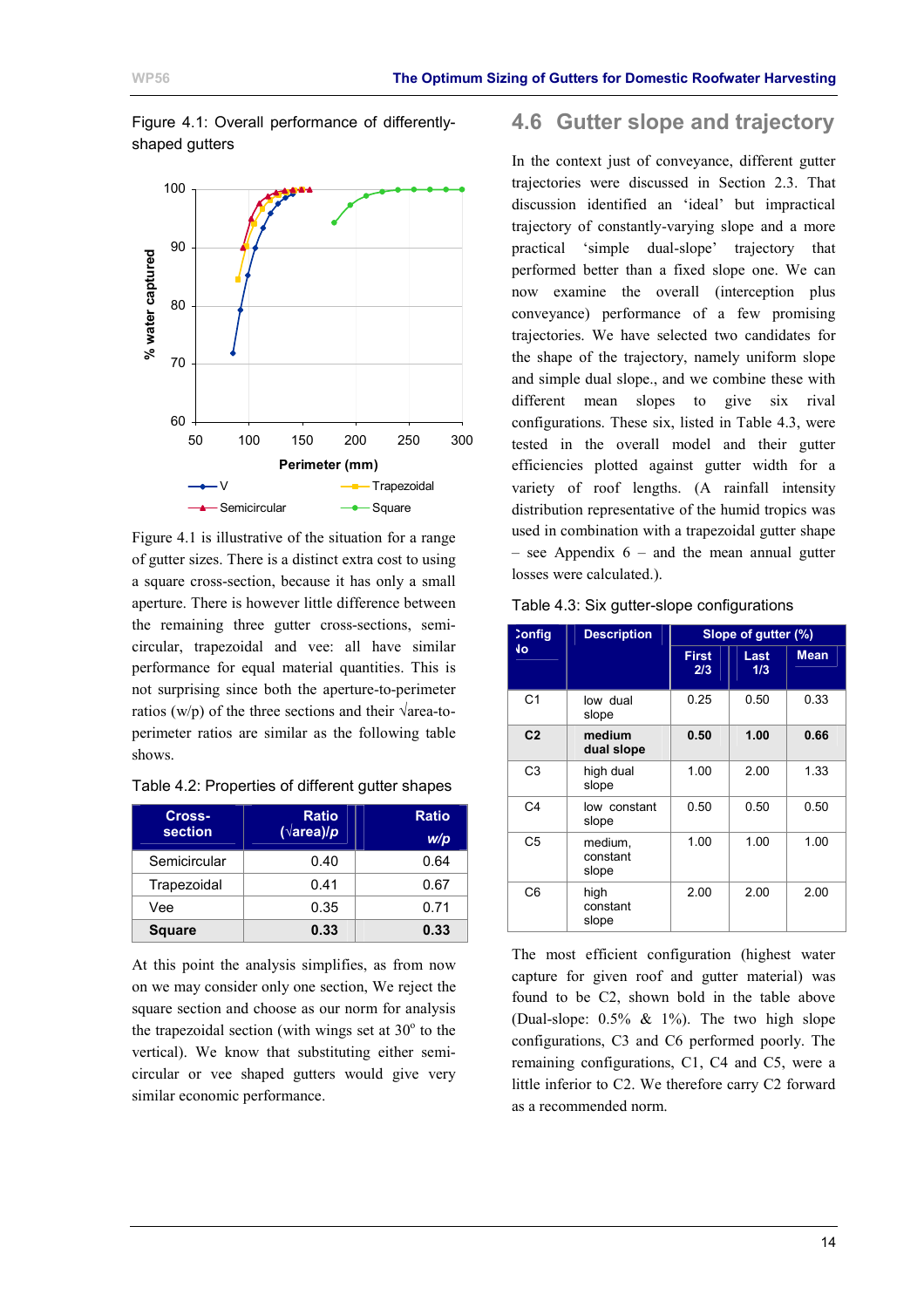Figure 4.1: Overall performance of differently-shaped gutters

Figure 4.1 is illustrative of the situation for a range of gutter sizes. There is a distinct extra cost to using a square cross-section, because it has only a small aperture. There is however little difference between the remaining three gutter cross-sections, semi-circular, trapezoidal and vee: all have similar performance for equal material quantities. This is not surprising since both the aperture-to-perimeter ratios (w/p) of the three sections and their √area-to-perimeter ratios are similar as the following table shows.

Table 4.2: Properties of different gutter shapes

| Cross-section | Ratio (√area)/*p* | Ratio *w/p* |
|---|---|---|
| Semicircular | 0.40 | 0.64 |
| Trapezoidal | 0.41 | 0.67 |
| Vee | 0.35 | 0.71 |
| **Square** | **0.33** | **0.33** |

At this point the analysis simplifies, as from now on we may consider only one section, We reject the square section and choose as our norm for analysis the trapezoidal section (with wings set at 30° to the vertical). We know that substituting either semi-circular or vee shaped gutters would give very similar economic performance.

## 4.6 Gutter slope and trajectory

In the context just of conveyance, different gutter trajectories were discussed in Section 2.3. That discussion identified an 'ideal' but impractical trajectory of constantly-varying slope and a more practical 'simple dual-slope' trajectory that performed better than a fixed slope one. We can now examine the overall (interception plus conveyance) performance of a few promising trajectories. We have selected two candidates for the shape of the trajectory, namely uniform slope and simple dual slope., and we combine these with different mean slopes to give six rival configurations. These six, listed in Table 4.3, were tested in the overall model and their gutter efficiencies plotted against gutter width for a variety of roof lengths. (A rainfall intensity distribution representative of the humid tropics was used in combination with a trapezoidal gutter shape – see Appendix 6 – and the mean annual gutter losses were calculated.).

Table 4.3: Six gutter-slope configurations

| Config No | Description | Slope of gutter (%) | | |
|---|---|---|---|---|
| | | First 2/3 | Last 1/3 | Mean |
| C1 | low dual slope | 0.25 | 0.50 | 0.33 |
| **C2** | **medium dual slope** | **0.50** | **1.00** | **0.66** |
| C3 | high dual slope | 1.00 | 2.00 | 1.33 |
| C4 | low constant slope | 0.50 | 0.50 | 0.50 |
| C5 | medium, constant slope | 1.00 | 1.00 | 1.00 |
| C6 | high constant slope | 2.00 | 2.00 | 2.00 |

The most efficient configuration (highest water capture for given roof and gutter material) was found to be C2, shown bold in the table above (Dual-slope: 0.5% & 1%). The two high slope configurations, C3 and C6 performed poorly. The remaining configurations, C1, C4 and C5, were a little inferior to C2. We therefore carry C2 forward as a recommended norm.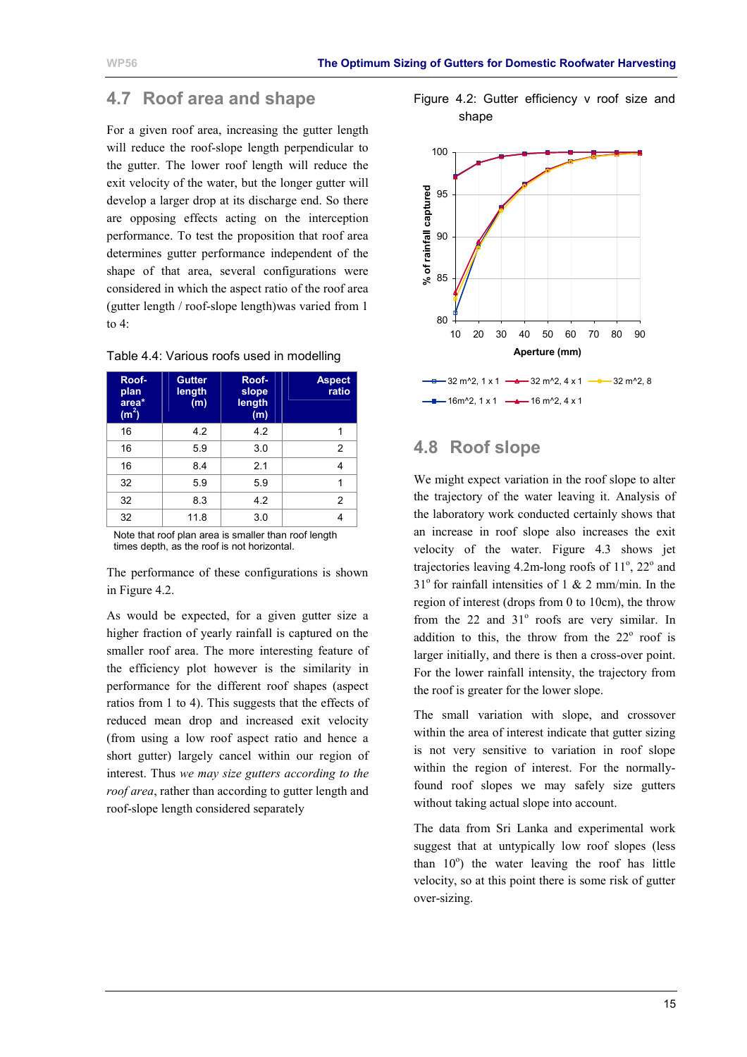## 4.7 Roof area and shape

For a given roof area, increasing the gutter length will reduce the roof-slope length perpendicular to the gutter. The lower roof length will reduce the exit velocity of the water, but the longer gutter will develop a larger drop at its discharge end. So there are opposing effects acting on the interception performance. To test the proposition that roof area determines gutter performance independent of the shape of that area, several configurations were considered in which the aspect ratio of the roof area (gutter length / roof-slope length)was varied from 1 to 4:

Table 4.4: Various roofs used in modelling

| Roof-plan area* (m$^2$) | Gutter length (m) | Roof-slope length (m) | Aspect ratio |
|---|---|---|---|
| 16 | 4.2 | 4.2 | 1 |
| 16 | 5.9 | 3.0 | 2 |
| 16 | 8.4 | 2.1 | 4 |
| 32 | 5.9 | 5.9 | 1 |
| 32 | 8.3 | 4.2 | 2 |
| 32 | 11.8 | 3.0 | 4 |

Note that roof plan area is smaller than roof length times depth, as the roof is not horizontal.

The performance of these configurations is shown in Figure 4.2.

As would be expected, for a given gutter size a higher fraction of yearly rainfall is captured on the smaller roof area. The more interesting feature of the efficiency plot however is the similarity in performance for the different roof shapes (aspect ratios from 1 to 4). This suggests that the effects of reduced mean drop and increased exit velocity (from using a low roof aspect ratio and hence a short gutter) largely cancel within our region of interest. Thus *we may size gutters according to the roof area*, rather than according to gutter length and roof-slope length considered separately

Figure 4.2: Gutter efficiency v roof size and shape

## 4.8 Roof slope

We might expect variation in the roof slope to alter the trajectory of the water leaving it. Analysis of the laboratory work conducted certainly shows that an increase in roof slope also increases the exit velocity of the water. Figure 4.3 shows jet trajectories leaving 4.2m-long roofs of 11$^o$, 22$^o$ and 31$^o$ for rainfall intensities of 1 & 2 mm/min. In the region of interest (drops from 0 to 10cm), the throw from the 22 and 31$^o$ roofs are very similar. In addition to this, the throw from the 22$^o$ roof is larger initially, and there is then a cross-over point. For the lower rainfall intensity, the trajectory from the roof is greater for the lower slope.

The small variation with slope, and crossover within the area of interest indicate that gutter sizing is not very sensitive to variation in roof slope within the region of interest. For the normally-found roof slopes we may safely size gutters without taking actual slope into account.

The data from Sri Lanka and experimental work suggest that at untypically low roof slopes (less than 10$^o$) the water leaving the roof has little velocity, so at this point there is some risk of gutter over-sizing.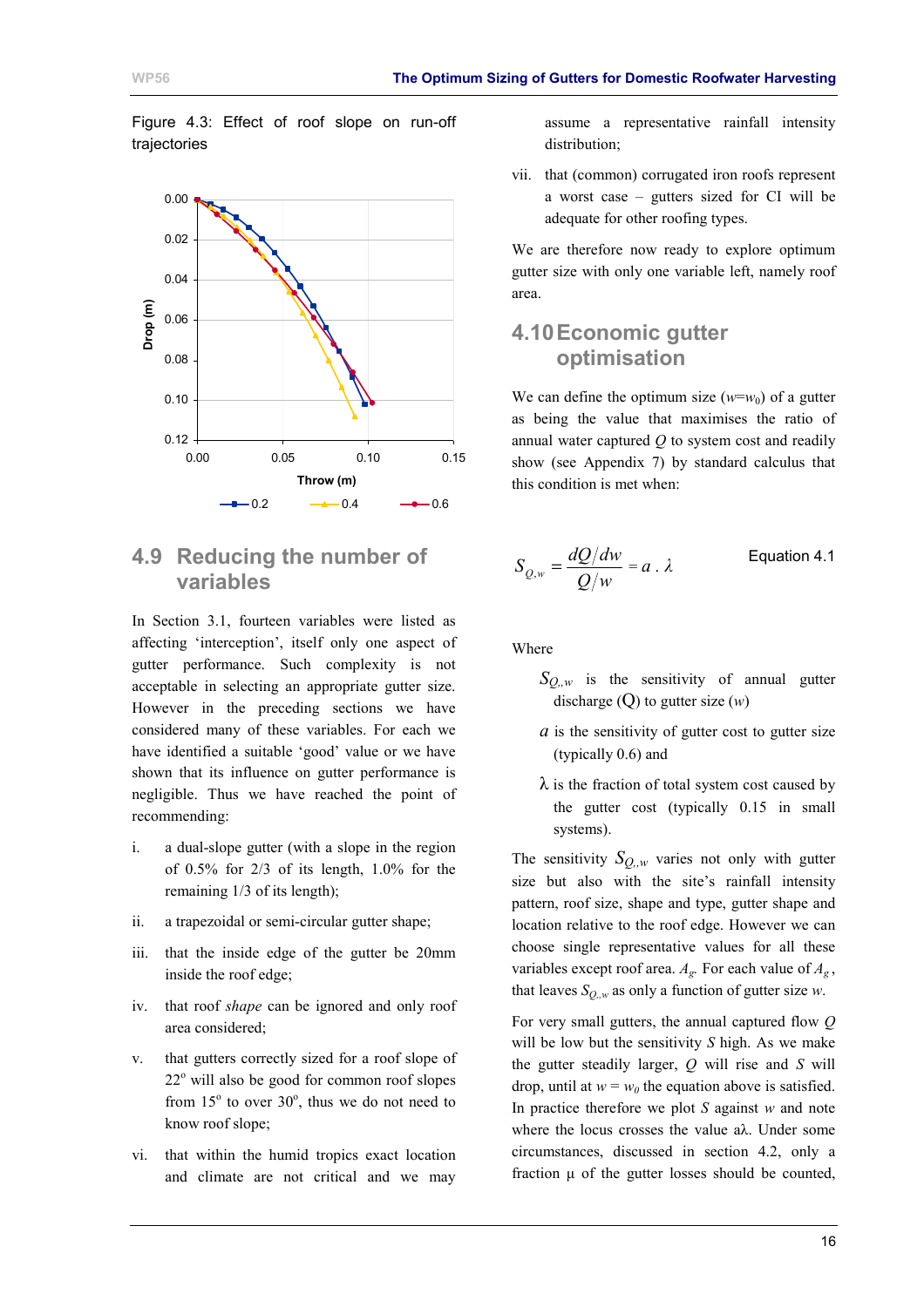Figure 4.3: Effect of roof slope on run-off trajectories

## 4.9 Reducing the number of variables

In Section 3.1, fourteen variables were listed as affecting 'interception', itself only one aspect of gutter performance. Such complexity is not acceptable in selecting an appropriate gutter size. However in the preceding sections we have considered many of these variables. For each we have identified a suitable 'good' value or we have shown that its influence on gutter performance is negligible. Thus we have reached the point of recommending:

i. a dual-slope gutter (with a slope in the region of 0.5% for 2/3 of its length, 1.0% for the remaining 1/3 of its length);

ii. a trapezoidal or semi-circular gutter shape;

iii. that the inside edge of the gutter be 20mm inside the roof edge;

iv. that roof *shape* can be ignored and only roof area considered;

v. that gutters correctly sized for a roof slope of 22° will also be good for common roof slopes from 15° to over 30°, thus we do not need to know roof slope;

vi. that within the humid tropics exact location and climate are not critical and we may assume a representative rainfall intensity distribution;

vii. that (common) corrugated iron roofs represent a worst case – gutters sized for CI will be adequate for other roofing types.

We are therefore now ready to explore optimum gutter size with only one variable left, namely roof area.

## 4.10 Economic gutter optimisation

We can define the optimum size ($w$=$w_0$) of a gutter as being the value that maximises the ratio of annual water captured $Q$ to system cost and readily show (see Appendix 7) by standard calculus that this condition is met when:

$$S_{Q,w} = \frac{dQ/dw}{Q/w} = a \cdot \lambda \qquad \text{Equation 4.1}$$

Where

$S_{Q,,w}$ is the sensitivity of annual gutter discharge (Q) to gutter size ($w$)

$a$ is the sensitivity of gutter cost to gutter size (typically 0.6) and

λ is the fraction of total system cost caused by the gutter cost (typically 0.15 in small systems).

The sensitivity $S_{Q,,w}$ varies not only with gutter size but also with the site's rainfall intensity pattern, roof size, shape and type, gutter shape and location relative to the roof edge. However we can choose single representative values for all these variables except roof area. $A_g$. For each value of $A_g$, that leaves $S_{Q,,w}$ as only a function of gutter size $w$.

For very small gutters, the annual captured flow $Q$ will be low but the sensitivity $S$ high. As we make the gutter steadily larger, $Q$ will rise and $S$ will drop, until at $w = w_0$ the equation above is satisfied. In practice therefore we plot $S$ against $w$ and note where the locus crosses the value aλ. Under some circumstances, discussed in section 4.2, only a fraction μ of the gutter losses should be counted,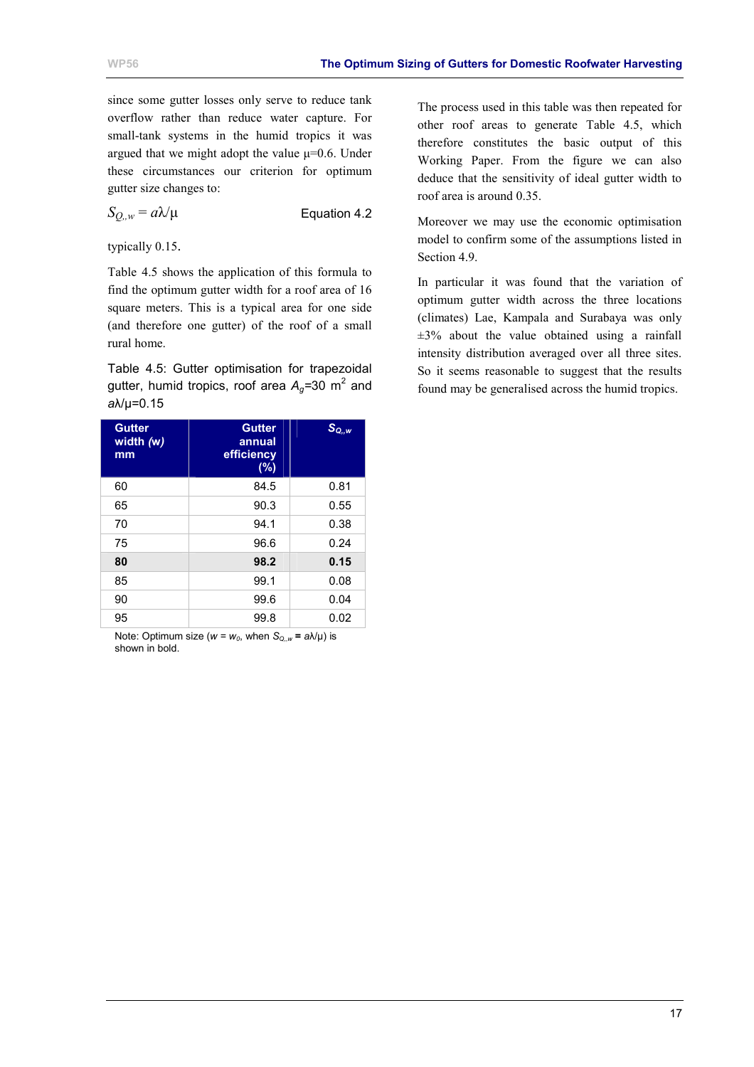since some gutter losses only serve to reduce tank overflow rather than reduce water capture. For small-tank systems in the humid tropics it was argued that we might adopt the value $\mu$=0.6. Under these circumstances our criterion for optimum gutter size changes to:

$$S_{Q,w} = a\lambda/\mu \qquad \text{Equation 4.2}$$

typically 0.15.

Table 4.5 shows the application of this formula to find the optimum gutter width for a roof area of 16 square meters. This is a typical area for one side (and therefore one gutter) of the roof of a small rural home.

Table 4.5: Gutter optimisation for trapezoidal gutter, humid tropics, roof area $A_g$=30 m$^2$ and $a\lambda/\mu$=0.15

| Gutter width (w) mm | Gutter annual efficiency (%) | $S_{Q,,w}$ |
|---|---|---|
| 60 | 84.5 | 0.81 |
| 65 | 90.3 | 0.55 |
| 70 | 94.1 | 0.38 |
| 75 | 96.6 | 0.24 |
| **80** | **98.2** | **0.15** |
| 85 | 99.1 | 0.08 |
| 90 | 99.6 | 0.04 |
| 95 | 99.8 | 0.02 |

Note: Optimum size ($w = w_0$, when $S_{Q,,w} = a\lambda/\mu$) is shown in bold.

The process used in this table was then repeated for other roof areas to generate Table 4.5, which therefore constitutes the basic output of this Working Paper. From the figure we can also deduce that the sensitivity of ideal gutter width to roof area is around 0.35.

Moreover we may use the economic optimisation model to confirm some of the assumptions listed in Section 4.9.

In particular it was found that the variation of optimum gutter width across the three locations (climates) Lae, Kampala and Surabaya was only ±3% about the value obtained using a rainfall intensity distribution averaged over all three sites. So it seems reasonable to suggest that the results found may be generalised across the humid tropics.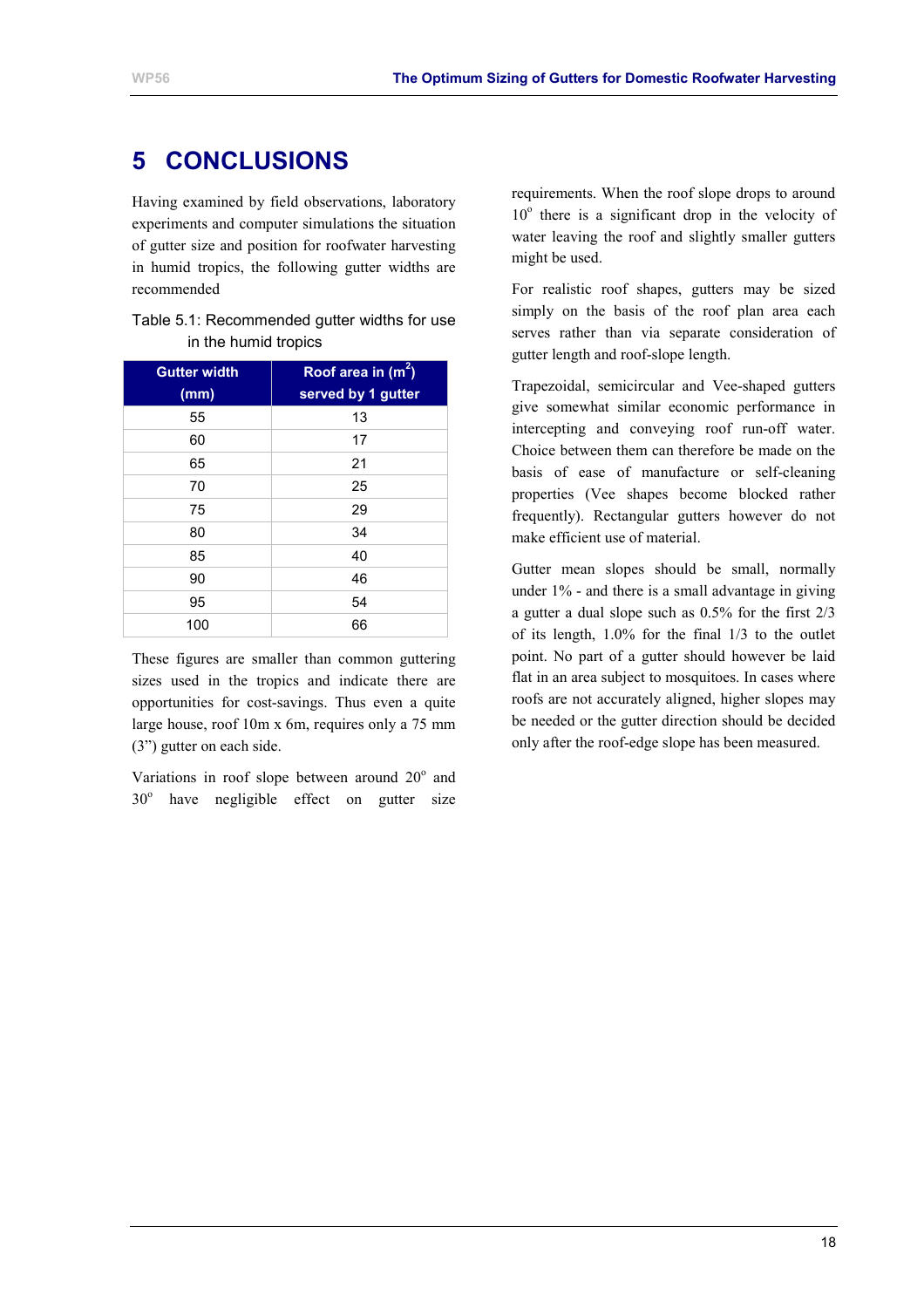# 5 CONCLUSIONS

Having examined by field observations, laboratory experiments and computer simulations the situation of gutter size and position for roofwater harvesting in humid tropics, the following gutter widths are recommended

Table 5.1: Recommended gutter widths for use in the humid tropics

| Gutter width (mm) | Roof area in ($m^2$) served by 1 gutter |
|---|---|
| 55 | 13 |
| 60 | 17 |
| 65 | 21 |
| 70 | 25 |
| 75 | 29 |
| 80 | 34 |
| 85 | 40 |
| 90 | 46 |
| 95 | 54 |
| 100 | 66 |

These figures are smaller than common guttering sizes used in the tropics and indicate there are opportunities for cost-savings. Thus even a quite large house, roof 10m x 6m, requires only a 75 mm (3") gutter on each side.

Variations in roof slope between around 20° and 30° have negligible effect on gutter size requirements. When the roof slope drops to around 10° there is a significant drop in the velocity of water leaving the roof and slightly smaller gutters might be used.

For realistic roof shapes, gutters may be sized simply on the basis of the roof plan area each serves rather than via separate consideration of gutter length and roof-slope length.

Trapezoidal, semicircular and Vee-shaped gutters give somewhat similar economic performance in intercepting and conveying roof run-off water. Choice between them can therefore be made on the basis of ease of manufacture or self-cleaning properties (Vee shapes become blocked rather frequently). Rectangular gutters however do not make efficient use of material.

Gutter mean slopes should be small, normally under 1% - and there is a small advantage in giving a gutter a dual slope such as 0.5% for the first 2/3 of its length, 1.0% for the final 1/3 to the outlet point. No part of a gutter should however be laid flat in an area subject to mosquitoes. In cases where roofs are not accurately aligned, higher slopes may be needed or the gutter direction should be decided only after the roof-edge slope has been measured.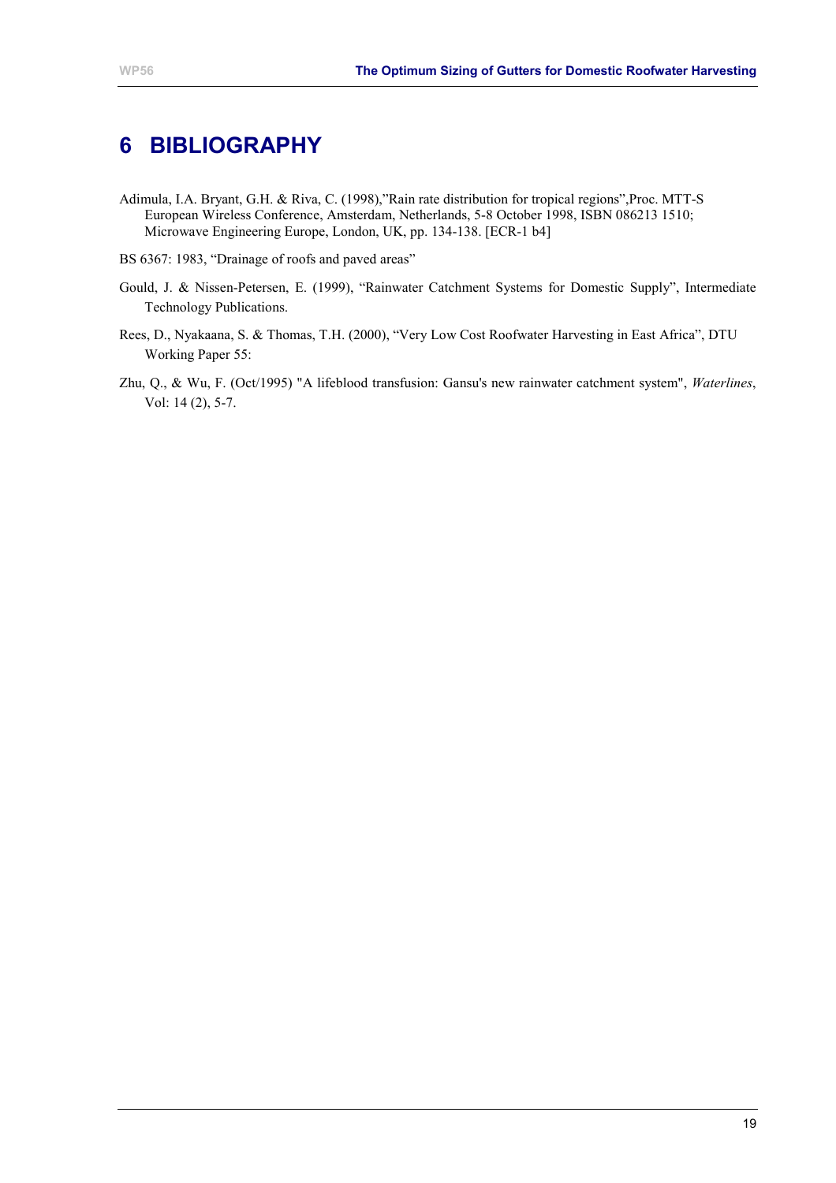# 6 BIBLIOGRAPHY

Adimula, I.A. Bryant, G.H. & Riva, C. (1998),"Rain rate distribution for tropical regions",Proc. MTT-S European Wireless Conference, Amsterdam, Netherlands, 5-8 October 1998, ISBN 086213 1510; Microwave Engineering Europe, London, UK, pp. 134-138. [ECR-1 b4]

BS 6367: 1983, "Drainage of roofs and paved areas"

Gould, J. & Nissen-Petersen, E. (1999), "Rainwater Catchment Systems for Domestic Supply", Intermediate Technology Publications.

Rees, D., Nyakaana, S. & Thomas, T.H. (2000), "Very Low Cost Roofwater Harvesting in East Africa", DTU Working Paper 55:

Zhu, Q., & Wu, F. (Oct/1995) "A lifeblood transfusion: Gansu's new rainwater catchment system", *Waterlines*, Vol: 14 (2), 5-7.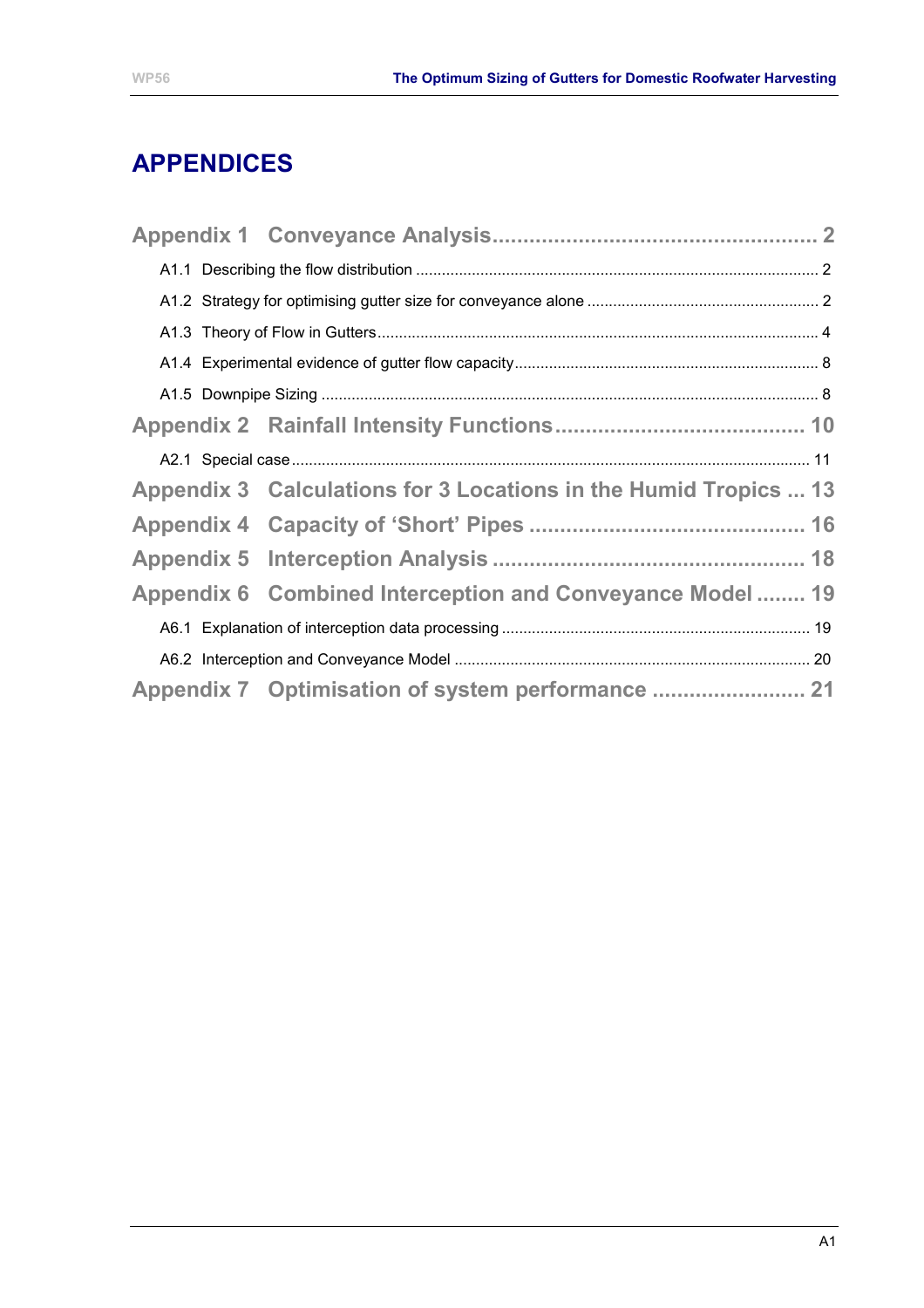# APPENDICES

**Appendix 1 Conveyance Analysis** .................................................... 2

A1.1 Describing the flow distribution ............................................................ 2

A1.2 Strategy for optimising gutter size for conveyance alone ..................................... 2

A1.3 Theory of Flow in Gutters ..................................................................... 4

A1.4 Experimental evidence of gutter flow capacity ..................................................... 8

A1.5 Downpipe Sizing .................................................................................... 8

**Appendix 2 Rainfall Intensity Functions** ........................................ 10

A2.1 Special case ........................................................................................ 11

**Appendix 3 Calculations for 3 Locations in the Humid Tropics** ... 13

**Appendix 4 Capacity of 'Short' Pipes** ............................................. 16

**Appendix 5 Interception Analysis** ................................................... 18

**Appendix 6 Combined Interception and Conveyance Model** ........ 19

A6.1 Explanation of interception data processing ....................................................... 19

A6.2 Interception and Conveyance Model .................................................................. 20

**Appendix 7 Optimisation of system performance** ......................... 21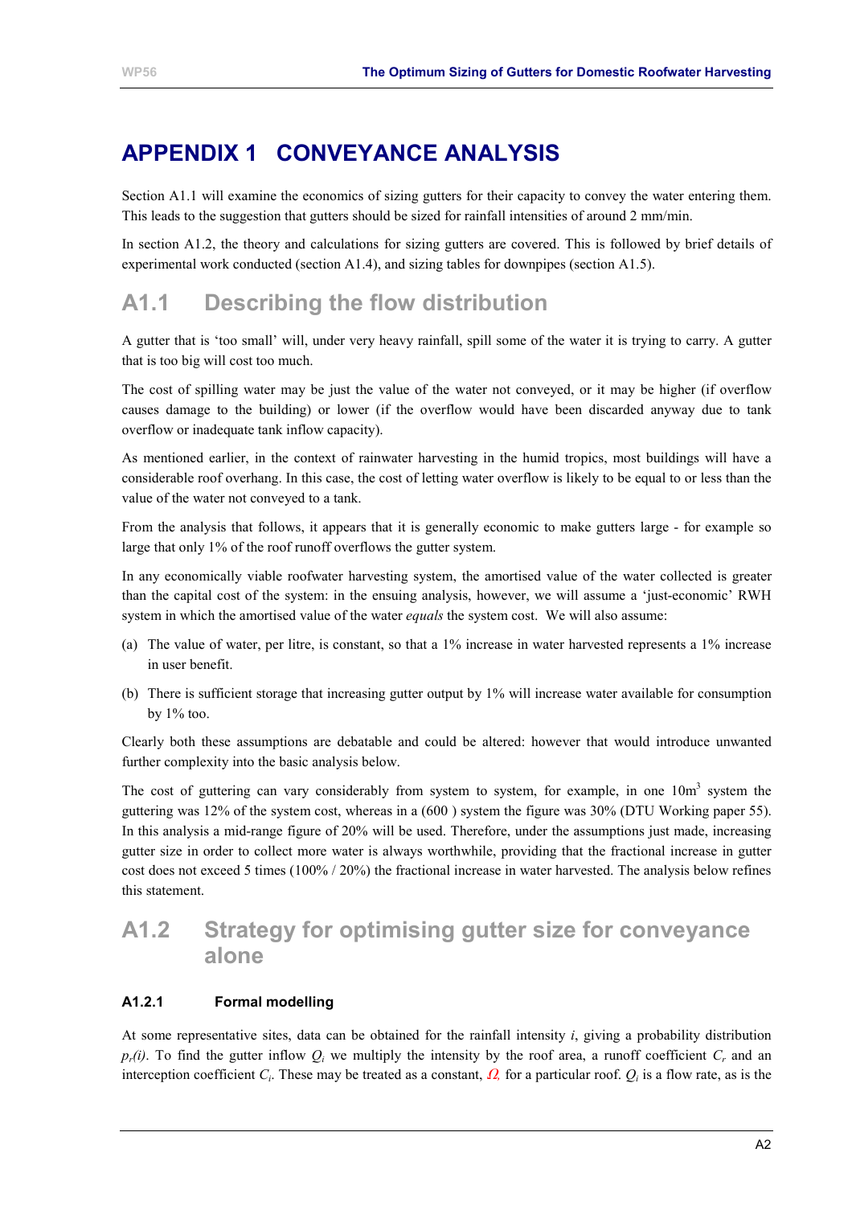# APPENDIX 1 CONVEYANCE ANALYSIS

Section A1.1 will examine the economics of sizing gutters for their capacity to convey the water entering them. This leads to the suggestion that gutters should be sized for rainfall intensities of around 2 mm/min.

In section A1.2, the theory and calculations for sizing gutters are covered. This is followed by brief details of experimental work conducted (section A1.4), and sizing tables for downpipes (section A1.5).

## A1.1 Describing the flow distribution

A gutter that is 'too small' will, under very heavy rainfall, spill some of the water it is trying to carry. A gutter that is too big will cost too much.

The cost of spilling water may be just the value of the water not conveyed, or it may be higher (if overflow causes damage to the building) or lower (if the overflow would have been discarded anyway due to tank overflow or inadequate tank inflow capacity).

As mentioned earlier, in the context of rainwater harvesting in the humid tropics, most buildings will have a considerable roof overhang. In this case, the cost of letting water overflow is likely to be equal to or less than the value of the water not conveyed to a tank.

From the analysis that follows, it appears that it is generally economic to make gutters large - for example so large that only 1% of the roof runoff overflows the gutter system.

In any economically viable roofwater harvesting system, the amortised value of the water collected is greater than the capital cost of the system: in the ensuing analysis, however, we will assume a 'just-economic' RWH system in which the amortised value of the water *equals* the system cost. We will also assume:

(a) The value of water, per litre, is constant, so that a 1% increase in water harvested represents a 1% increase in user benefit.

(b) There is sufficient storage that increasing gutter output by 1% will increase water available for consumption by 1% too.

Clearly both these assumptions are debatable and could be altered: however that would introduce unwanted further complexity into the basic analysis below.

The cost of guttering can vary considerably from system to system, for example, in one $10m^3$ system the guttering was 12% of the system cost, whereas in a (600 ) system the figure was 30% (DTU Working paper 55). In this analysis a mid-range figure of 20% will be used. Therefore, under the assumptions just made, increasing gutter size in order to collect more water is always worthwhile, providing that the fractional increase in gutter cost does not exceed 5 times (100% / 20%) the fractional increase in water harvested. The analysis below refines this statement.

## A1.2 Strategy for optimising gutter size for conveyance alone

### A1.2.1 Formal modelling

At some representative sites, data can be obtained for the rainfall intensity $i$, giving a probability distribution $p_r(i)$. To find the gutter inflow $Q_i$ we multiply the intensity by the roof area, a runoff coefficient $C_r$ and an interception coefficient $C_i$. These may be treated as a constant, $\Omega$, for a particular roof. $Q_i$ is a flow rate, as is the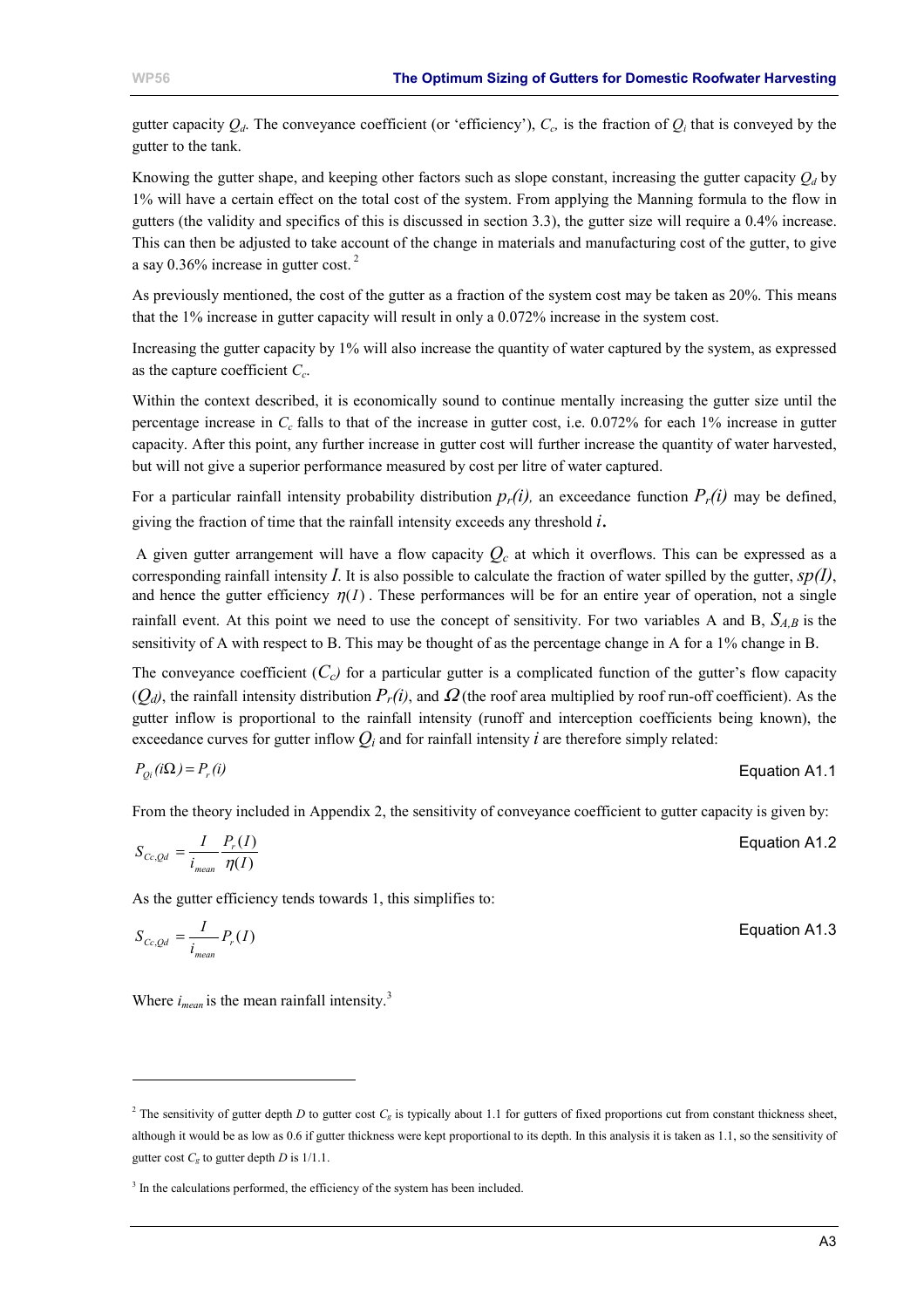gutter capacity $Q_d$. The conveyance coefficient (or 'efficiency'), $C_c$, is the fraction of $Q_i$ that is conveyed by the gutter to the tank.

Knowing the gutter shape, and keeping other factors such as slope constant, increasing the gutter capacity $Q_d$ by 1% will have a certain effect on the total cost of the system. From applying the Manning formula to the flow in gutters (the validity and specifics of this is discussed in section 3.3), the gutter size will require a 0.4% increase. This can then be adjusted to take account of the change in materials and manufacturing cost of the gutter, to give a say 0.36% increase in gutter cost.[2]

As previously mentioned, the cost of the gutter as a fraction of the system cost may be taken as 20%. This means that the 1% increase in gutter capacity will result in only a 0.072% increase in the system cost.

Increasing the gutter capacity by 1% will also increase the quantity of water captured by the system, as expressed as the capture coefficient $C_c$.

Within the context described, it is economically sound to continue mentally increasing the gutter size until the percentage increase in $C_c$ falls to that of the increase in gutter cost, i.e. 0.072% for each 1% increase in gutter capacity. After this point, any further increase in gutter cost will further increase the quantity of water harvested, but will not give a superior performance measured by cost per litre of water captured.

For a particular rainfall intensity probability distribution $p_r(i)$, an exceedance function $P_r(i)$ may be defined, giving the fraction of time that the rainfall intensity exceeds any threshold $i$.

A given gutter arrangement will have a flow capacity $Q_c$ at which it overflows. This can be expressed as a corresponding rainfall intensity $I$. It is also possible to calculate the fraction of water spilled by the gutter, $sp(I)$, and hence the gutter efficiency $\eta(I)$. These performances will be for an entire year of operation, not a single rainfall event. At this point we need to use the concept of sensitivity. For two variables A and B, $S_{A,B}$ is the sensitivity of A with respect to B. This may be thought of as the percentage change in A for a 1% change in B.

The conveyance coefficient ($C_c$) for a particular gutter is a complicated function of the gutter's flow capacity ($Q_d$), the rainfall intensity distribution $P_r(i)$, and $\Omega$ (the roof area multiplied by roof run-off coefficient). As the gutter inflow is proportional to the rainfall intensity (runoff and interception coefficients being known), the exceedance curves for gutter inflow $Q_i$ and for rainfall intensity $i$ are therefore simply related:

$$P_{Qi}(i\Omega) = P_r(i) \qquad \text{Equation A1.1}$$

From the theory included in Appendix 2, the sensitivity of conveyance coefficient to gutter capacity is given by:

$$S_{Cc,Qd} = \frac{I}{i_{mean}} \frac{P_r(I)}{\eta(I)} \qquad \text{Equation A1.2}$$

As the gutter efficiency tends towards 1, this simplifies to:

$$S_{Cc,Qd} = \frac{I}{i_{mean}} P_r(I) \qquad \text{Equation A1.3}$$

Where $i_{mean}$ is the mean rainfall intensity.[3]

---

[2] The sensitivity of gutter depth $D$ to gutter cost $C_g$ is typically about 1.1 for gutters of fixed proportions cut from constant thickness sheet, although it would be as low as 0.6 if gutter thickness were kept proportional to its depth. In this analysis it is taken as 1.1, so the sensitivity of gutter cost $C_g$ to gutter depth $D$ is 1/1.1.

[3] In the calculations performed, the efficiency of the system has been included.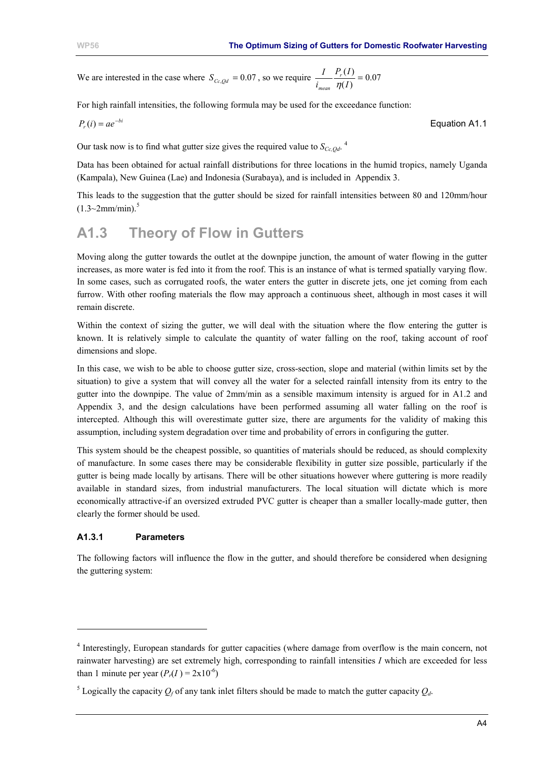We are interested in the case where $S_{Cc,Qd} = 0.07$, so we require $\dfrac{I}{i_{mean}} \dfrac{P_r(I)}{\eta(I)} = 0.07$

For high rainfall intensities, the following formula may be used for the exceedance function:

$$P_r(i) = ae^{-bi} \qquad \text{Equation A1.1}$$

Our task now is to find what gutter size gives the required value to $S_{Cc,Qd}$.[4]

Data has been obtained for actual rainfall distributions for three locations in the humid tropics, namely Uganda (Kampala), New Guinea (Lae) and Indonesia (Surabaya), and is included in Appendix 3.

This leads to the suggestion that the gutter should be sized for rainfall intensities between 80 and 120mm/hour (1.3~2mm/min).[5]

## A1.3 Theory of Flow in Gutters

Moving along the gutter towards the outlet at the downpipe junction, the amount of water flowing in the gutter increases, as more water is fed into it from the roof. This is an instance of what is termed spatially varying flow. In some cases, such as corrugated roofs, the water enters the gutter in discrete jets, one jet coming from each furrow. With other roofing materials the flow may approach a continuous sheet, although in most cases it will remain discrete.

Within the context of sizing the gutter, we will deal with the situation where the flow entering the gutter is known. It is relatively simple to calculate the quantity of water falling on the roof, taking account of roof dimensions and slope.

In this case, we wish to be able to choose gutter size, cross-section, slope and material (within limits set by the situation) to give a system that will convey all the water for a selected rainfall intensity from its entry to the gutter into the downpipe. The value of 2mm/min as a sensible maximum intensity is argued for in A1.2 and Appendix 3, and the design calculations have been performed assuming all water falling on the roof is intercepted. Although this will overestimate gutter size, there are arguments for the validity of making this assumption, including system degradation over time and probability of errors in configuring the gutter.

This system should be the cheapest possible, so quantities of materials should be reduced, as should complexity of manufacture. In some cases there may be considerable flexibility in gutter size possible, particularly if the gutter is being made locally by artisans. There will be other situations however where guttering is more readily available in standard sizes, from industrial manufacturers. The local situation will dictate which is more economically attractive-if an oversized extruded PVC gutter is cheaper than a smaller locally-made gutter, then clearly the former should be used.

### A1.3.1 Parameters

The following factors will influence the flow in the gutter, and should therefore be considered when designing the guttering system:

---

[4] Interestingly, European standards for gutter capacities (where damage from overflow is the main concern, not rainwater harvesting) are set extremely high, corresponding to rainfall intensities $I$ which are exceeded for less than 1 minute per year ($P_r(I) = 2\text{x}10^{-6}$)

[5] Logically the capacity $Q_f$ of any tank inlet filters should be made to match the gutter capacity $Q_d$.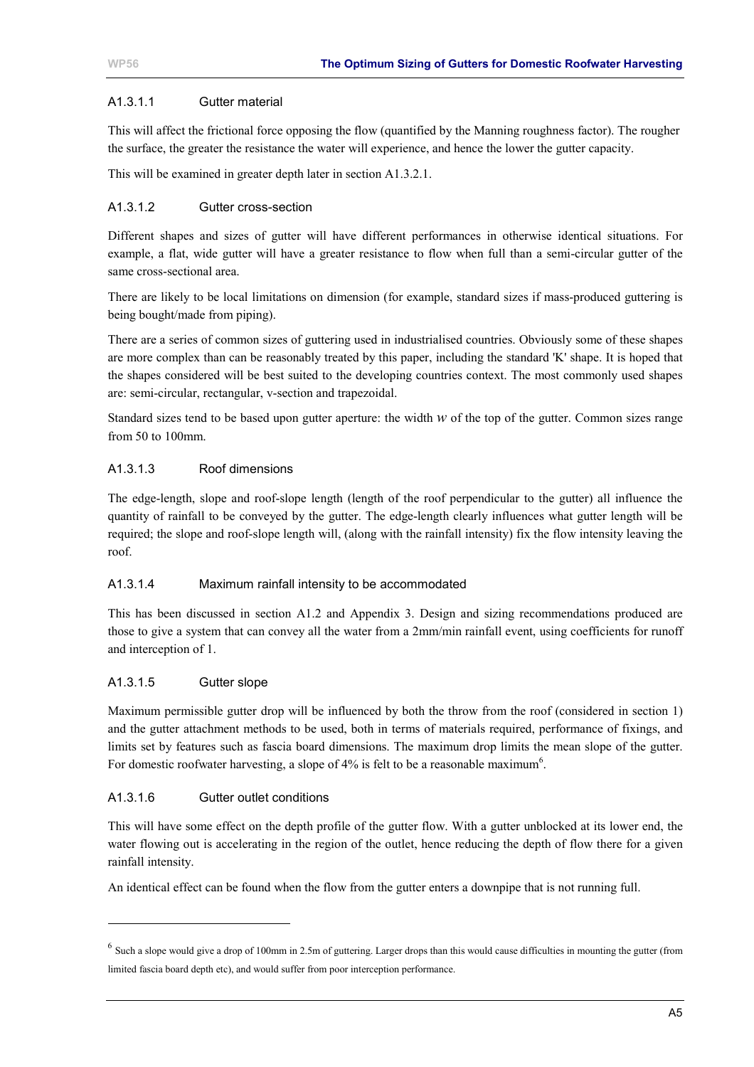#### A1.3.1.1 Gutter material

This will affect the frictional force opposing the flow (quantified by the Manning roughness factor). The rougher the surface, the greater the resistance the water will experience, and hence the lower the gutter capacity.

This will be examined in greater depth later in section A1.3.2.1.

#### A1.3.1.2 Gutter cross-section

Different shapes and sizes of gutter will have different performances in otherwise identical situations. For example, a flat, wide gutter will have a greater resistance to flow when full than a semi-circular gutter of the same cross-sectional area.

There are likely to be local limitations on dimension (for example, standard sizes if mass-produced guttering is being bought/made from piping).

There are a series of common sizes of guttering used in industrialised countries. Obviously some of these shapes are more complex than can be reasonably treated by this paper, including the standard 'K' shape. It is hoped that the shapes considered will be best suited to the developing countries context. The most commonly used shapes are: semi-circular, rectangular, v-section and trapezoidal.

Standard sizes tend to be based upon gutter aperture: the width $w$ of the top of the gutter. Common sizes range from 50 to 100mm.

#### A1.3.1.3 Roof dimensions

The edge-length, slope and roof-slope length (length of the roof perpendicular to the gutter) all influence the quantity of rainfall to be conveyed by the gutter. The edge-length clearly influences what gutter length will be required; the slope and roof-slope length will, (along with the rainfall intensity) fix the flow intensity leaving the roof.

#### A1.3.1.4 Maximum rainfall intensity to be accommodated

This has been discussed in section A1.2 and Appendix 3. Design and sizing recommendations produced are those to give a system that can convey all the water from a 2mm/min rainfall event, using coefficients for runoff and interception of 1.

#### A1.3.1.5 Gutter slope

Maximum permissible gutter drop will be influenced by both the throw from the roof (considered in section 1) and the gutter attachment methods to be used, both in terms of materials required, performance of fixings, and limits set by features such as fascia board dimensions. The maximum drop limits the mean slope of the gutter. For domestic roofwater harvesting, a slope of 4% is felt to be a reasonable maximum[6].

#### A1.3.1.6 Gutter outlet conditions

This will have some effect on the depth profile of the gutter flow. With a gutter unblocked at its lower end, the water flowing out is accelerating in the region of the outlet, hence reducing the depth of flow there for a given rainfall intensity.

An identical effect can be found when the flow from the gutter enters a downpipe that is not running full.

---

[6] Such a slope would give a drop of 100mm in 2.5m of guttering. Larger drops than this would cause difficulties in mounting the gutter (from limited fascia board depth etc), and would suffer from poor interception performance.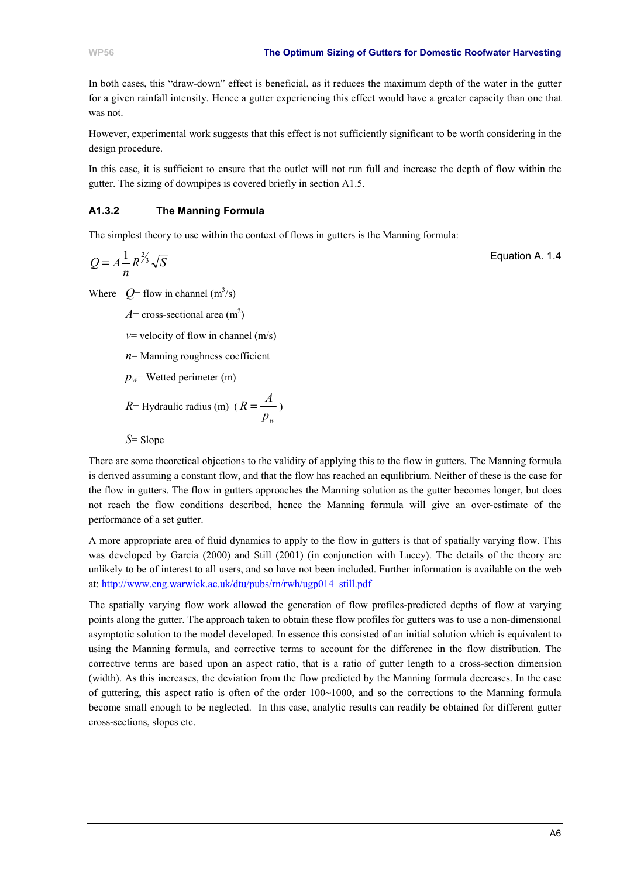In both cases, this "draw-down" effect is beneficial, as it reduces the maximum depth of the water in the gutter for a given rainfall intensity. Hence a gutter experiencing this effect would have a greater capacity than one that was not.

However, experimental work suggests that this effect is not sufficiently significant to be worth considering in the design procedure.

In this case, it is sufficient to ensure that the outlet will not run full and increase the depth of flow within the gutter. The sizing of downpipes is covered briefly in section A1.5.

### A1.3.2 The Manning Formula

The simplest theory to use within the context of flows in gutters is the Manning formula:

$$Q = A\frac{1}{n}R^{2/3}\sqrt{S} \qquad \text{Equation A. 1.4}$$

Where $Q$= flow in channel (m$^3$/s)

$A$= cross-sectional area (m$^2$)

$v$= velocity of flow in channel (m/s)

$n$= Manning roughness coefficient

$p_w$= Wetted perimeter (m)

$R$= Hydraulic radius (m) ($R = \frac{A}{p_w}$)

$S$= Slope

There are some theoretical objections to the validity of applying this to the flow in gutters. The Manning formula is derived assuming a constant flow, and that the flow has reached an equilibrium. Neither of these is the case for the flow in gutters. The flow in gutters approaches the Manning solution as the gutter becomes longer, but does not reach the flow conditions described, hence the Manning formula will give an over-estimate of the performance of a set gutter.

A more appropriate area of fluid dynamics to apply to the flow in gutters is that of spatially varying flow. This was developed by Garcia (2000) and Still (2001) (in conjunction with Lucey). The details of the theory are unlikely to be of interest to all users, and so have not been included. Further information is available on the web at: http://www.eng.warwick.ac.uk/dtu/pubs/rn/rwh/ugp014_still.pdf

The spatially varying flow work allowed the generation of flow profiles-predicted depths of flow at varying points along the gutter. The approach taken to obtain these flow profiles for gutters was to use a non-dimensional asymptotic solution to the model developed. In essence this consisted of an initial solution which is equivalent to using the Manning formula, and corrective terms to account for the difference in the flow distribution. The corrective terms are based upon an aspect ratio, that is a ratio of gutter length to a cross-section dimension (width). As this increases, the deviation from the flow predicted by the Manning formula decreases. In the case of guttering, this aspect ratio is often of the order 100~1000, and so the corrections to the Manning formula become small enough to be neglected. In this case, analytic results can readily be obtained for different gutter cross-sections, slopes etc.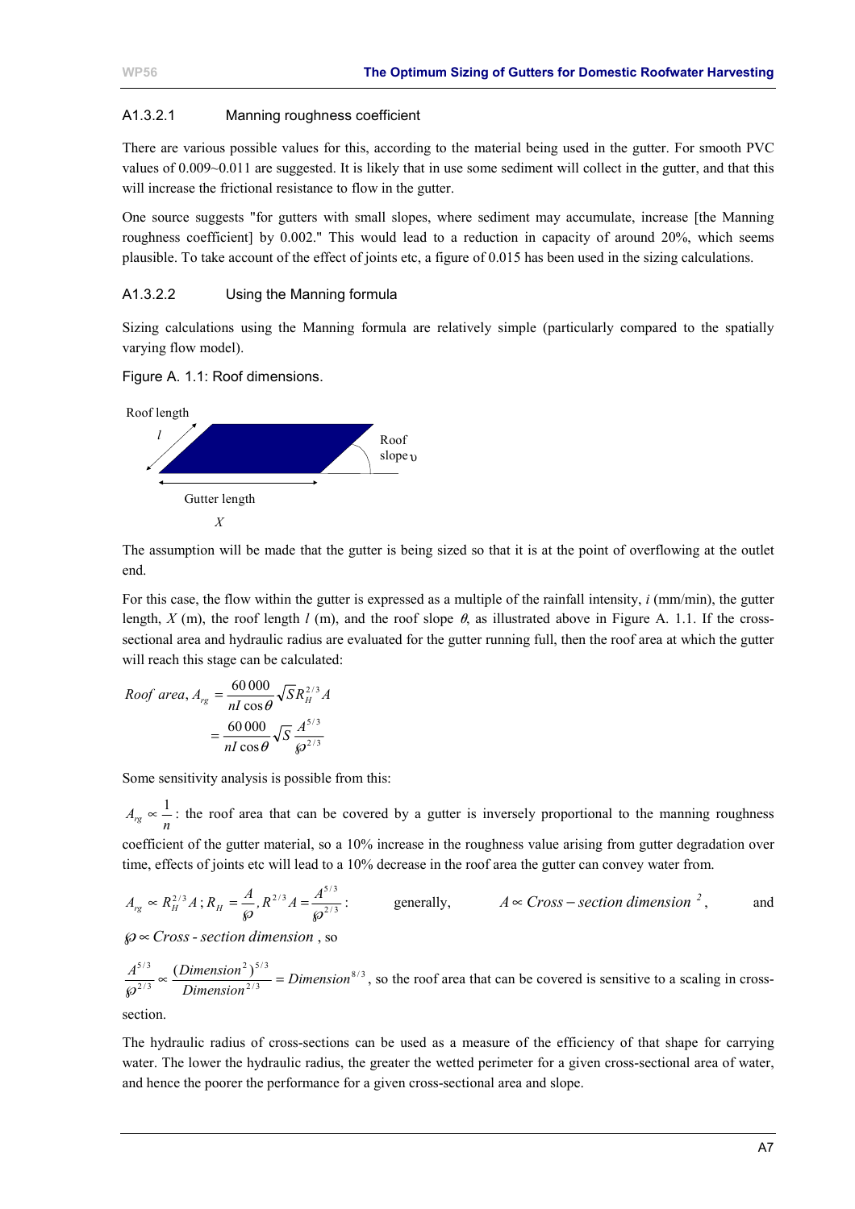### A1.3.2.1 Manning roughness coefficient

There are various possible values for this, according to the material being used in the gutter. For smooth PVC values of 0.009~0.011 are suggested. It is likely that in use some sediment will collect in the gutter, and that this will increase the frictional resistance to flow in the gutter.

One source suggests "for gutters with small slopes, where sediment may accumulate, increase [the Manning roughness coefficient] by 0.002." This would lead to a reduction in capacity of around 20%, which seems plausible. To take account of the effect of joints etc, a figure of 0.015 has been used in the sizing calculations.

### A1.3.2.2 Using the Manning formula

Sizing calculations using the Manning formula are relatively simple (particularly compared to the spatially varying flow model).

Figure A. 1.1: Roof dimensions.

Roof length $l$

Roof slope $\upsilon$

Gutter length $X$

The assumption will be made that the gutter is being sized so that it is at the point of overflowing at the outlet end.

For this case, the flow within the gutter is expressed as a multiple of the rainfall intensity, $i$ (mm/min), the gutter length, $X$ (m), the roof length $l$ (m), and the roof slope $\theta$, as illustrated above in Figure A. 1.1. If the cross-sectional area and hydraulic radius are evaluated for the gutter running full, then the roof area at which the gutter will reach this stage can be calculated:

$$\text{Roof area}, A_{rg} = \frac{60\,000}{nI\cos\theta}\sqrt{S}R_H^{2/3}A$$

$$= \frac{60\,000}{nI\cos\theta}\sqrt{S}\,\frac{A^{5/3}}{\wp^{2/3}}$$

Some sensitivity analysis is possible from this:

$A_{rg} \propto \frac{1}{n}$: the roof area that can be covered by a gutter is inversely proportional to the manning roughness coefficient of the gutter material, so a 10% increase in the roughness value arising from gutter degradation over time, effects of joints etc will lead to a 10% decrease in the roof area the gutter can convey water from.

$A_{rg} \propto R_H^{2/3}A\,;\, R_H = \frac{A}{\wp}, R^{2/3}A = \frac{A^{5/3}}{\wp^{2/3}}$: generally, $A \propto Cross-section\ dimension^{\,2}$, and $\wp \propto Cross\text{-}section\ dimension$, so

$\frac{A^{5/3}}{\wp^{2/3}} \propto \frac{(Dimension^2)^{5/3}}{Dimension^{2/3}} = Dimension^{8/3}$, so the roof area that can be covered is sensitive to a scaling in cross-section.

The hydraulic radius of cross-sections can be used as a measure of the efficiency of that shape for carrying water. The lower the hydraulic radius, the greater the wetted perimeter for a given cross-sectional area of water, and hence the poorer the performance for a given cross-sectional area and slope.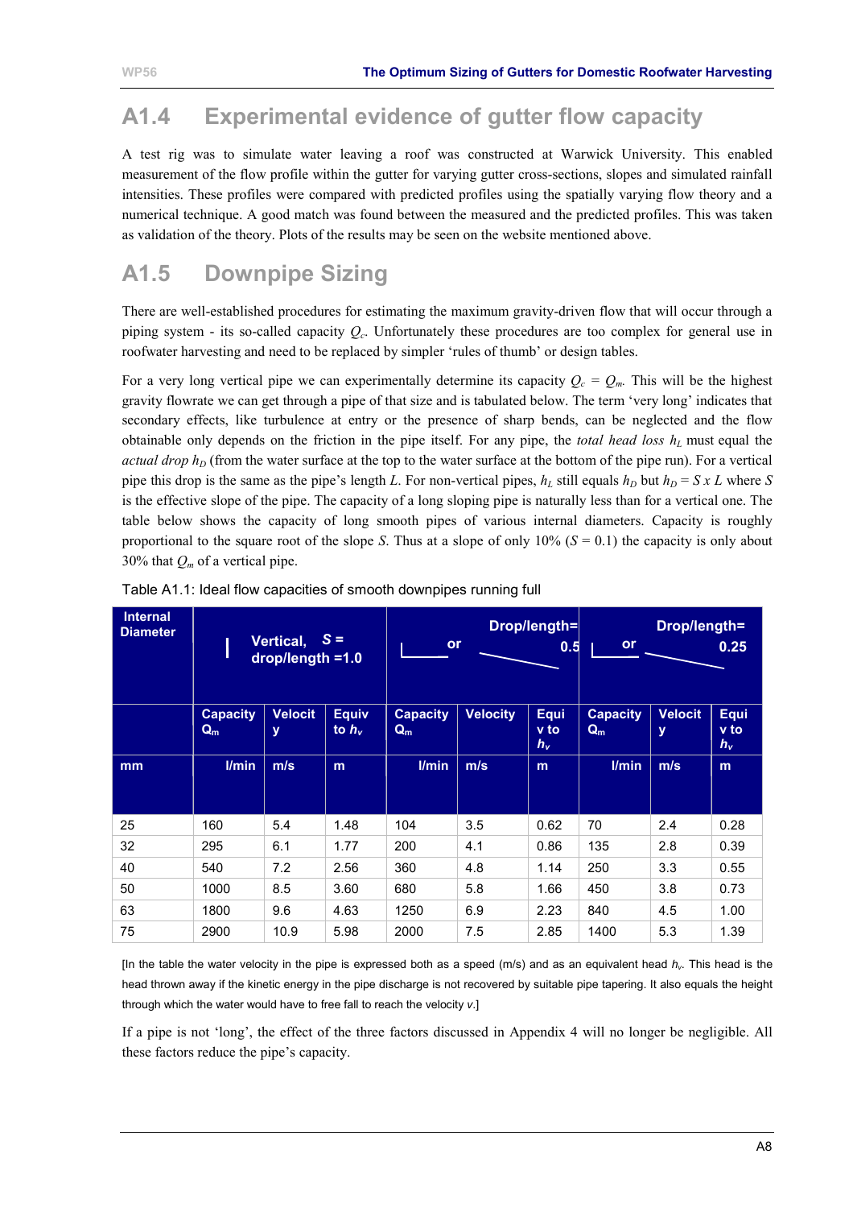## A1.4 Experimental evidence of gutter flow capacity

A test rig was to simulate water leaving a roof was constructed at Warwick University. This enabled measurement of the flow profile within the gutter for varying gutter cross-sections, slopes and simulated rainfall intensities. These profiles were compared with predicted profiles using the spatially varying flow theory and a numerical technique. A good match was found between the measured and the predicted profiles. This was taken as validation of the theory. Plots of the results may be seen on the website mentioned above.

## A1.5 Downpipe Sizing

There are well-established procedures for estimating the maximum gravity-driven flow that will occur through a piping system - its so-called capacity $Q_c$. Unfortunately these procedures are too complex for general use in roofwater harvesting and need to be replaced by simpler 'rules of thumb' or design tables.

For a very long vertical pipe we can experimentally determine its capacity $Q_c = Q_m$. This will be the highest gravity flowrate we can get through a pipe of that size and is tabulated below. The term 'very long' indicates that secondary effects, like turbulence at entry or the presence of sharp bends, can be neglected and the flow obtainable only depends on the friction in the pipe itself. For any pipe, the *total head loss* $h_L$ must equal the *actual drop* $h_D$ (from the water surface at the top to the water surface at the bottom of the pipe run). For a vertical pipe this drop is the same as the pipe's length $L$. For non-vertical pipes, $h_L$ still equals $h_D$ but $h_D = S \times L$ where $S$ is the effective slope of the pipe. The capacity of a long sloping pipe is naturally less than for a vertical one. The table below shows the capacity of long smooth pipes of various internal diameters. Capacity is roughly proportional to the square root of the slope $S$. Thus at a slope of only 10% ($S = 0.1$) the capacity is only about 30% that $Q_m$ of a vertical pipe.

Table A1.1: Ideal flow capacities of smooth downpipes running full

| Internal Diameter | Vertical, $S$ = drop/length =1.0 | | | Drop/length= 0.5 | | | Drop/length= 0.25 | | |
|---|---|---|---|---|---|---|---|---|---|
| | Capacity $Q_m$ | Velocity | Equiv to $h_v$ | Capacity $Q_m$ | Velocity | Equiv to $h_v$ | Capacity $Q_m$ | Velocity | Equiv to $h_v$ |
| mm | l/min | m/s | m | l/min | m/s | m | l/min | m/s | m |
| 25 | 160 | 5.4 | 1.48 | 104 | 3.5 | 0.62 | 70 | 2.4 | 0.28 |
| 32 | 295 | 6.1 | 1.77 | 200 | 4.1 | 0.86 | 135 | 2.8 | 0.39 |
| 40 | 540 | 7.2 | 2.56 | 360 | 4.8 | 1.14 | 250 | 3.3 | 0.55 |
| 50 | 1000 | 8.5 | 3.60 | 680 | 5.8 | 1.66 | 450 | 3.8 | 0.73 |
| 63 | 1800 | 9.6 | 4.63 | 1250 | 6.9 | 2.23 | 840 | 4.5 | 1.00 |
| 75 | 2900 | 10.9 | 5.98 | 2000 | 7.5 | 2.85 | 1400 | 5.3 | 1.39 |

[In the table the water velocity in the pipe is expressed both as a speed (m/s) and as an equivalent head $h_v$. This head is the head thrown away if the kinetic energy in the pipe discharge is not recovered by suitable pipe tapering. It also equals the height through which the water would have to free fall to reach the velocity $v$.]

If a pipe is not 'long', the effect of the three factors discussed in Appendix 4 will no longer be negligible. All these factors reduce the pipe's capacity.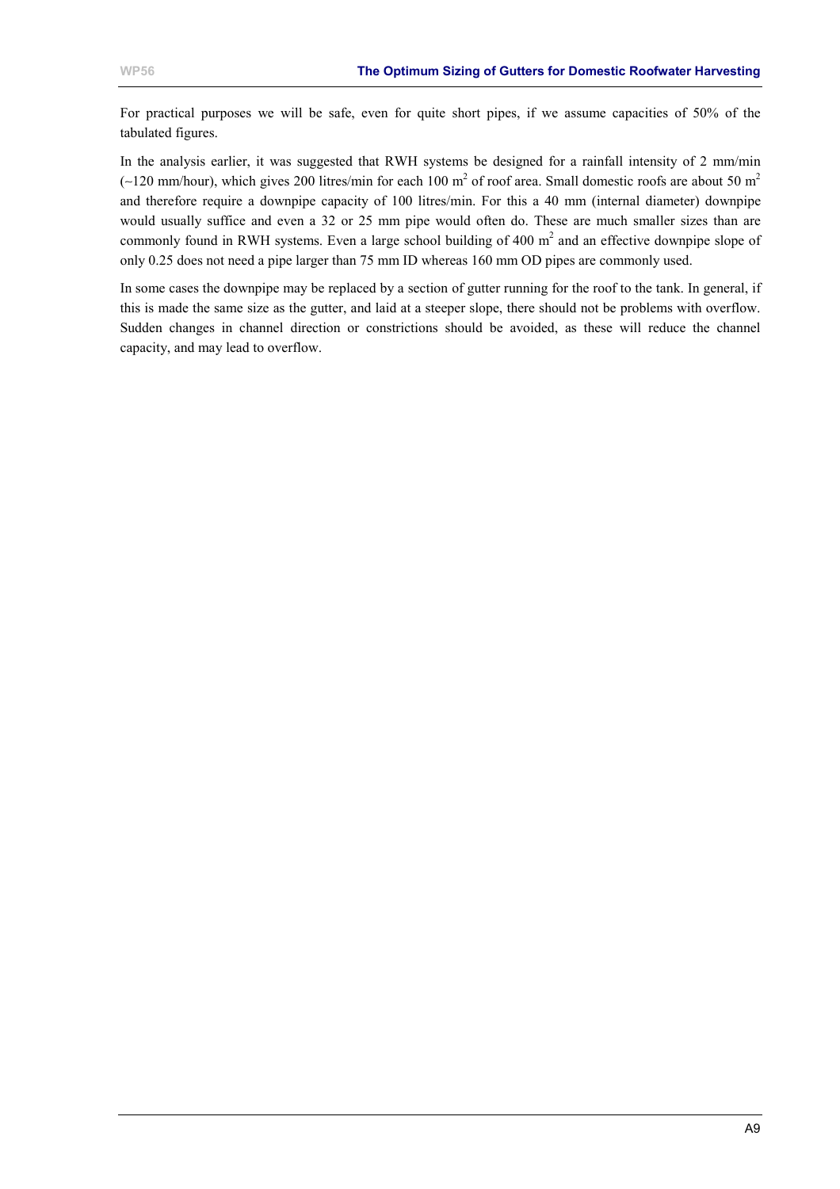For practical purposes we will be safe, even for quite short pipes, if we assume capacities of 50% of the tabulated figures.

In the analysis earlier, it was suggested that RWH systems be designed for a rainfall intensity of 2 mm/min (~120 mm/hour), which gives 200 litres/min for each 100 $m^2$ of roof area. Small domestic roofs are about 50 $m^2$ and therefore require a downpipe capacity of 100 litres/min. For this a 40 mm (internal diameter) downpipe would usually suffice and even a 32 or 25 mm pipe would often do. These are much smaller sizes than are commonly found in RWH systems. Even a large school building of 400 $m^2$ and an effective downpipe slope of only 0.25 does not need a pipe larger than 75 mm ID whereas 160 mm OD pipes are commonly used.

In some cases the downpipe may be replaced by a section of gutter running for the roof to the tank. In general, if this is made the same size as the gutter, and laid at a steeper slope, there should not be problems with overflow. Sudden changes in channel direction or constrictions should be avoided, as these will reduce the channel capacity, and may lead to overflow.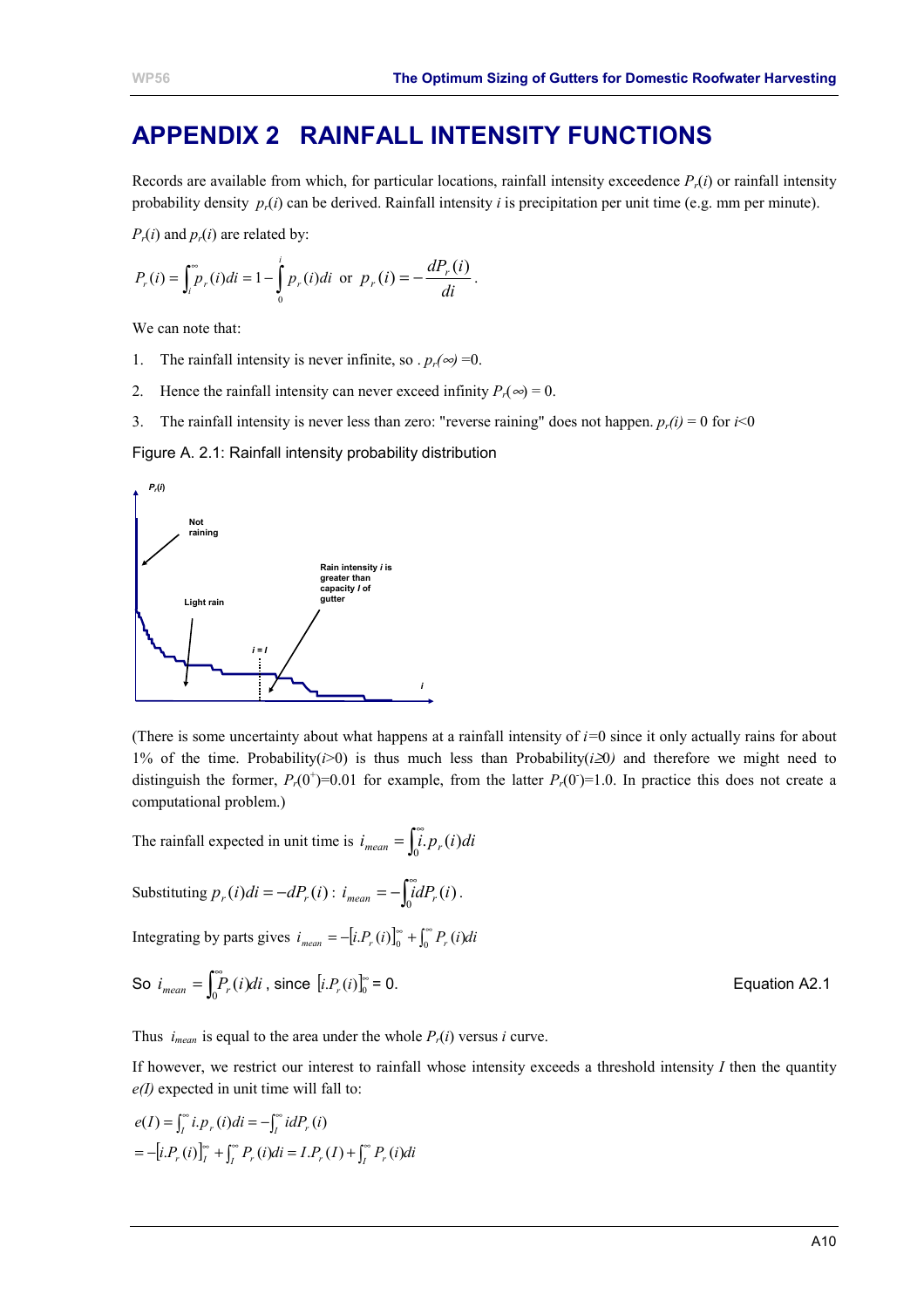# APPENDIX 2 RAINFALL INTENSITY FUNCTIONS

Records are available from which, for particular locations, rainfall intensity exceedence $P_r(i)$ or rainfall intensity probability density $p_r(i)$ can be derived. Rainfall intensity $i$ is precipitation per unit time (e.g. mm per minute).

$P_r(i)$ and $p_r(i)$ are related by:

$$P_r(i) = \int_i^{\infty} p_r(i)di = 1 - \int_0^i p_r(i)di \text{ or } p_r(i) = -\frac{dP_r(i)}{di}.$$

We can note that:

1. The rainfall intensity is never infinite, so . $p_r(\infty) = 0$.
2. Hence the rainfall intensity can never exceed infinity $P_r(\infty) = 0$.
3. The rainfall intensity is never less than zero: "reverse raining" does not happen. $p_r(i) = 0$ for $i<0$

Figure A. 2.1: Rainfall intensity probability distribution

(There is some uncertainty about what happens at a rainfall intensity of $i=0$ since it only actually rains for about 1% of the time. Probability($i>0$) is thus much less than Probability($i \geq 0$) and therefore we might need to distinguish the former, $P_r(0^+)=0.01$ for example, from the latter $P_r(0^-)=1.0$. In practice this does not create a computational problem.)

The rainfall expected in unit time is $i_{mean} = \int_0^{\infty} i.p_r(i)di$

Substituting $p_r(i)di = -dP_r(i)$: $i_{mean} = -\int_0^{\infty} idP_r(i)$.

Integrating by parts gives $i_{mean} = -[i.P_r(i)]_0^{\infty} + \int_0^{\infty} P_r(i)di$

So $i_{mean} = \int_0^{\infty} P_r(i)di$, since $[i.P_r(i)]_0^{\infty} = 0$. Equation A2.1

Thus $i_{mean}$ is equal to the area under the whole $P_r(i)$ versus $i$ curve.

If however, we restrict our interest to rainfall whose intensity exceeds a threshold intensity $I$ then the quantity $e(I)$ expected in unit time will fall to:

$$e(I) = \int_I^{\infty} i.p_r(i)di = -\int_I^{\infty} idP_r(i)$$

$$= -[i.P_r(i)]_I^{\infty} + \int_I^{\infty} P_r(i)di = I.P_r(I) + \int_I^{\infty} P_r(i)di$$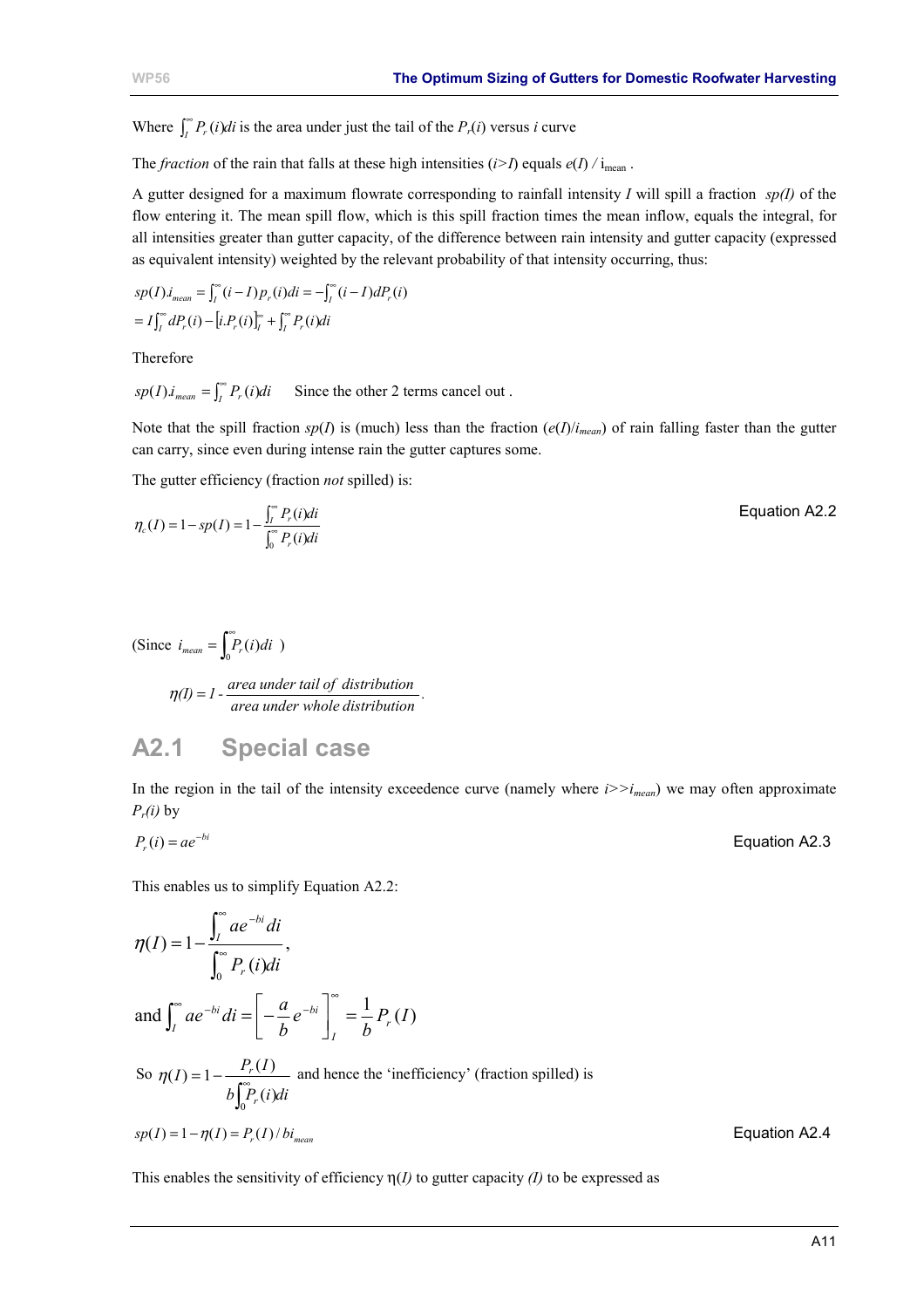Where $\int_I^\infty P_r(i)di$ is the area under just the tail of the $P_r(i)$ versus $i$ curve

The *fraction* of the rain that falls at these high intensities ($i$>$I$) equals $e(I) / i_{mean}$ .

A gutter designed for a maximum flowrate corresponding to rainfall intensity $I$ will spill a fraction $sp(I)$ of the flow entering it. The mean spill flow, which is this spill fraction times the mean inflow, equals the integral, for all intensities greater than gutter capacity, of the difference between rain intensity and gutter capacity (expressed as equivalent intensity) weighted by the relevant probability of that intensity occurring, thus:

$$sp(I).i_{mean} = \int_I^\infty (i - I)\,p_r(i)di = -\int_I^\infty (i - I)dP_r(i)$$

$$= I\int_I^\infty dP_r(i) - \left[i.P_r(i)\right]_I^\infty + \int_I^\infty P_r(i)di$$

Therefore

$sp(I).i_{mean} = \int_I^\infty P_r(i)di$ Since the other 2 terms cancel out .

Note that the spill fraction $sp(I)$ is (much) less than the fraction ($e(I)/i_{mean}$) of rain falling faster than the gutter can carry, since even during intense rain the gutter captures some.

The gutter efficiency (fraction *not* spilled) is:

$$\eta_c(I) = 1 - sp(I) = 1 - \frac{\int_I^\infty P_r(i)di}{\int_0^\infty P_r(i)di}$$ Equation A2.2

(Since $i_{mean} = \int_0^\infty P_r(i)di$ )

$$\eta(I) = 1 - \frac{\textit{area under tail of distribution}}{\textit{area under whole distribution}}.$$

## A2.1 Special case

In the region in the tail of the intensity exceedence curve (namely where $i$>>$i_{mean}$) we may often approximate $P_r(i)$ by

$$P_r(i) = ae^{-bi}$$ Equation A2.3

This enables us to simplify Equation A2.2:

$$\eta(I) = 1 - \frac{\int_I^\infty ae^{-bi}di}{\int_0^\infty P_r(i)di},$$

and $\int_I^\infty ae^{-bi}di = \left[-\frac{a}{b}e^{-bi}\right]_I^\infty = \frac{1}{b}P_r(I)$

So $\eta(I) = 1 - \dfrac{P_r(I)}{b\int_0^\infty P_r(i)di}$ and hence the 'inefficiency' (fraction spilled) is

$$sp(I) = 1 - \eta(I) = P_r(I)/bi_{mean}$$ Equation A2.4

This enables the sensitivity of efficiency $\eta(I)$ to gutter capacity $(I)$ to be expressed as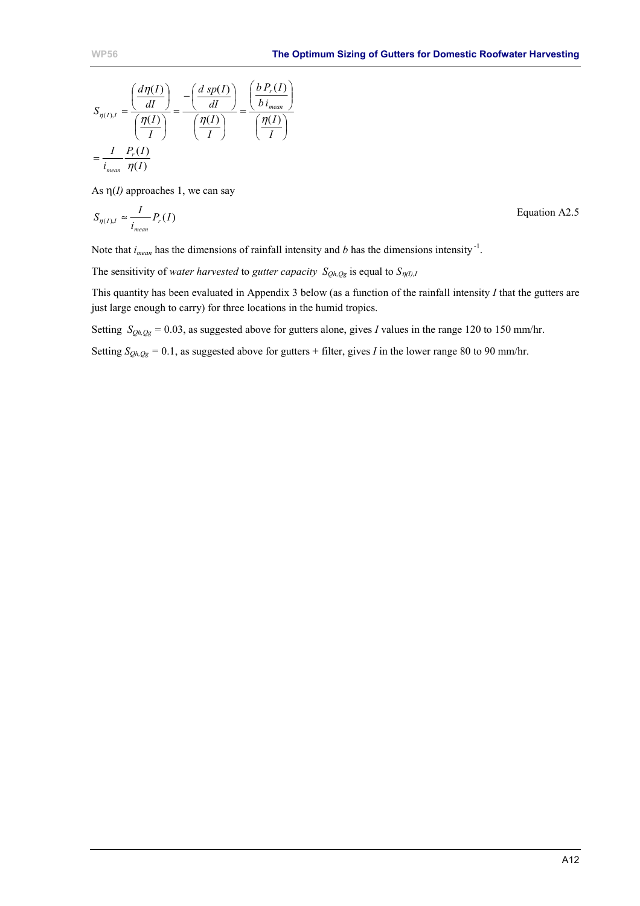$$S_{\eta(I),I} = \frac{\left(\frac{d\eta(I)}{dI}\right)}{\left(\frac{\eta(I)}{I}\right)} = \frac{-\left(\frac{d\ sp(I)}{dI}\right)}{\left(\frac{\eta(I)}{I}\right)} = \frac{\left(\frac{b\,P_r(I)}{b\,i_{mean}}\right)}{\left(\frac{\eta(I)}{I}\right)}$$

$$= \frac{I}{i_{mean}} \frac{P_r(I)}{\eta(I)}$$

As $\eta(I)$ approaches 1, we can say

$$S_{\eta(I),I} \approx \frac{I}{i_{mean}} P_r(I) \qquad \text{Equation A2.5}$$

Note that $i_{mean}$ has the dimensions of rainfall intensity and $b$ has the dimensions intensity $^{-1}$.

The sensitivity of *water harvested* to *gutter capacity* $S_{Qh,Qg}$ is equal to $S_{\eta(I),I}$

This quantity has been evaluated in Appendix 3 below (as a function of the rainfall intensity $I$ that the gutters are just large enough to carry) for three locations in the humid tropics.

Setting $S_{Qh,Qg}$ = 0.03, as suggested above for gutters alone, gives $I$ values in the range 120 to 150 mm/hr.

Setting $S_{Qh,Qg}$ = 0.1, as suggested above for gutters + filter, gives $I$ in the lower range 80 to 90 mm/hr.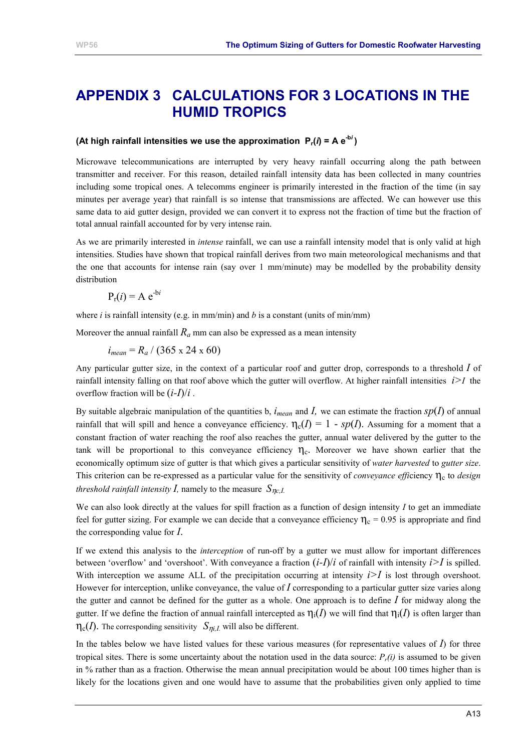# APPENDIX 3 CALCULATIONS FOR 3 LOCATIONS IN THE HUMID TROPICS

### (At high rainfall intensities we use the approximation $P_r(i) = A\,e^{-bi}$)

Microwave telecommunications are interrupted by very heavy rainfall occurring along the path between transmitter and receiver. For this reason, detailed rainfall intensity data has been collected in many countries including some tropical ones. A telecomms engineer is primarily interested in the fraction of the time (in say minutes per average year) that rainfall is so intense that transmissions are affected. We can however use this same data to aid gutter design, provided we can convert it to express not the fraction of time but the fraction of total annual rainfall accounted for by very intense rain.

As we are primarily interested in *intense* rainfall, we can use a rainfall intensity model that is only valid at high intensities. Studies have shown that tropical rainfall derives from two main meteorological mechanisms and that the one that accounts for intense rain (say over 1 mm/minute) may be modelled by the probability density distribution

$$P_r(i) = A\,e^{-bi}$$

where $i$ is rainfall intensity (e.g. in mm/min) and $b$ is a constant (units of min/mm)

Moreover the annual rainfall $R_a$ mm can also be expressed as a mean intensity

$$i_{mean} = R_a / (365 \times 24 \times 60)$$

Any particular gutter size, in the context of a particular roof and gutter drop, corresponds to a threshold $I$ of rainfall intensity falling on that roof above which the gutter will overflow. At higher rainfall intensities $i>I$ the overflow fraction will be $(i-I)/i$ .

By suitable algebraic manipulation of the quantities b, $i_{mean}$ and $I$, we can estimate the fraction $sp(I)$ of annual rainfall that will spill and hence a conveyance efficiency. $\eta_c(I) = 1 - sp(I)$. Assuming for a moment that a constant fraction of water reaching the roof also reaches the gutter, annual water delivered by the gutter to the tank will be proportional to this conveyance efficiency $\eta_c$. Moreover we have shown earlier that the economically optimum size of gutter is that which gives a particular sensitivity of *water harvested* to *gutter size*. This criterion can be re-expressed as a particular value for the sensitivity of *conveyance efficiency* $\eta_c$ to *design threshold rainfall intensity I,* namely to the measure $S_{\eta c,I.}$

We can also look directly at the values for spill fraction as a function of design intensity $I$ to get an immediate feel for gutter sizing. For example we can decide that a conveyance efficiency $\eta_c = 0.95$ is appropriate and find the corresponding value for $I$.

If we extend this analysis to the *interception* of run-off by a gutter we must allow for important differences between 'overflow' and 'overshoot'. With conveyance a fraction $(i-I)/i$ of rainfall with intensity $i>I$ is spilled. With interception we assume ALL of the precipitation occurring at intensity $i>I$ is lost through overshoot. However for interception, unlike conveyance, the value of $I$ corresponding to a particular gutter size varies along the gutter and cannot be defined for the gutter as a whole. One approach is to define $I$ for midway along the gutter. If we define the fraction of annual rainfall intercepted as $\eta_i(I)$ we will find that $\eta_i(I)$ is often larger than $\eta_c(I)$. The corresponding sensitivity $S_{\eta i,I.}$ will also be different.

In the tables below we have listed values for these various measures (for representative values of $I$) for three tropical sites. There is some uncertainty about the notation used in the data source: $P_r(i)$ is assumed to be given in % rather than as a fraction. Otherwise the mean annual precipitation would be about 100 times higher than is likely for the locations given and one would have to assume that the probabilities given only applied to time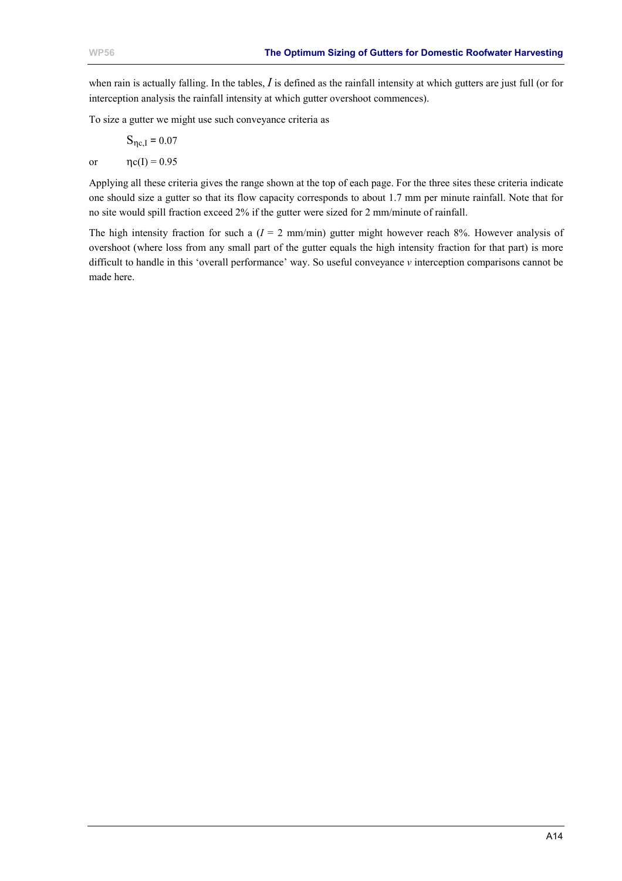when rain is actually falling. In the tables, $I$ is defined as the rainfall intensity at which gutters are just full (or for interception analysis the rainfall intensity at which gutter overshoot commences).

To size a gutter we might use such conveyance criteria as

$$S_{\eta c,I} = 0.07$$

or $\eta c(I) = 0.95$

Applying all these criteria gives the range shown at the top of each page. For the three sites these criteria indicate one should size a gutter so that its flow capacity corresponds to about 1.7 mm per minute rainfall. Note that for no site would spill fraction exceed 2% if the gutter were sized for 2 mm/minute of rainfall.

The high intensity fraction for such a ($I$ = 2 mm/min) gutter might however reach 8%. However analysis of overshoot (where loss from any small part of the gutter equals the high intensity fraction for that part) is more difficult to handle in this 'overall performance' way. So useful conveyance *v* interception comparisons cannot be made here.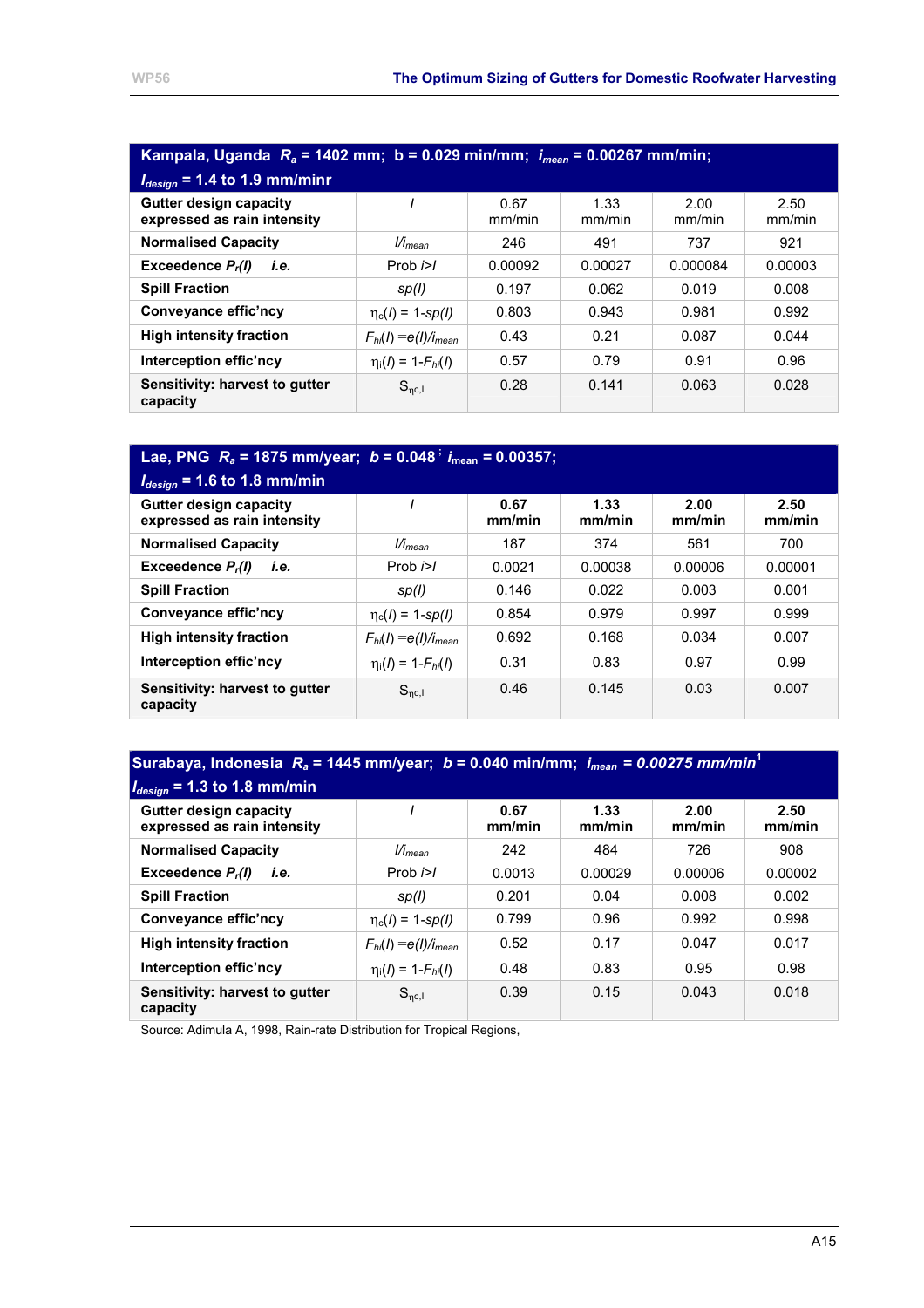| Kampala, Uganda $R_a$ = 1402 mm; b = 0.029 min/mm; $i_{mean}$ = 0.00267 mm/min; $I_{design}$ = 1.4 to 1.9 mm/minr | | | | | |
|---|---|---|---|---|---|
| **Gutter design capacity expressed as rain intensity** | $I$ | 0.67 mm/min | 1.33 mm/min | 2.00 mm/min | 2.50 mm/min |
| **Normalised Capacity** | $I/i_{mean}$ | 246 | 491 | 737 | 921 |
| **Exceedence $P_r(I)$ *i.e.*** | Prob $i>I$ | 0.00092 | 0.00027 | 0.000084 | 0.00003 |
| **Spill Fraction** | $sp(I)$ | 0.197 | 0.062 | 0.019 | 0.008 |
| **Conveyance effic'ncy** | $\eta_c(I) = 1\text{-}sp(I)$ | 0.803 | 0.943 | 0.981 | 0.992 |
| **High intensity fraction** | $F_{hi}(I) = e(I)/i_{mean}$ | 0.43 | 0.21 | 0.087 | 0.044 |
| **Interception effic'ncy** | $\eta_i(I) = 1\text{-}F_{hi}(I)$ | 0.57 | 0.79 | 0.91 | 0.96 |
| **Sensitivity: harvest to gutter capacity** | $S_{\eta c,I}$ | 0.28 | 0.141 | 0.063 | 0.028 |

| Lae, PNG $R_a$ = 1875 mm/year; $b$ = 0.048 ; $i_{mean}$ = 0.00357; $I_{design}$ = 1.6 to 1.8 mm/min | | | | | |
|---|---|---|---|---|---|
| **Gutter design capacity expressed as rain intensity** | $I$ | **0.67 mm/min** | **1.33 mm/min** | **2.00 mm/min** | **2.50 mm/min** |
| **Normalised Capacity** | $I/i_{mean}$ | 187 | 374 | 561 | 700 |
| **Exceedence $P_r(I)$ *i.e.*** | Prob $i>I$ | 0.0021 | 0.00038 | 0.00006 | 0.00001 |
| **Spill Fraction** | $sp(I)$ | 0.146 | 0.022 | 0.003 | 0.001 |
| **Conveyance effic'ncy** | $\eta_c(I) = 1\text{-}sp(I)$ | 0.854 | 0.979 | 0.997 | 0.999 |
| **High intensity fraction** | $F_{hi}(I) = e(I)/i_{mean}$ | 0.692 | 0.168 | 0.034 | 0.007 |
| **Interception effic'ncy** | $\eta_i(I) = 1\text{-}F_{hi}(I)$ | 0.31 | 0.83 | 0.97 | 0.99 |
| **Sensitivity: harvest to gutter capacity** | $S_{\eta c,I}$ | 0.46 | 0.145 | 0.03 | 0.007 |

| Surabaya, Indonesia $R_a$ = 1445 mm/year; $b$ = 0.040 min/mm; $i_{mean}$ = *0.00275 mm/min*[1] $I_{design}$ = 1.3 to 1.8 mm/min | | | | | |
|---|---|---|---|---|---|
| **Gutter design capacity expressed as rain intensity** | $I$ | **0.67 mm/min** | **1.33 mm/min** | **2.00 mm/min** | **2.50 mm/min** |
| **Normalised Capacity** | $I/i_{mean}$ | 242 | 484 | 726 | 908 |
| **Exceedence $P_r(I)$ *i.e.*** | Prob $i>I$ | 0.0013 | 0.00029 | 0.00006 | 0.00002 |
| **Spill Fraction** | $sp(I)$ | 0.201 | 0.04 | 0.008 | 0.002 |
| **Conveyance effic'ncy** | $\eta_c(I) = 1\text{-}sp(I)$ | 0.799 | 0.96 | 0.992 | 0.998 |
| **High intensity fraction** | $F_{hi}(I) = e(I)/i_{mean}$ | 0.52 | 0.17 | 0.047 | 0.017 |
| **Interception effic'ncy** | $\eta_i(I) = 1\text{-}F_{hi}(I)$ | 0.48 | 0.83 | 0.95 | 0.98 |
| **Sensitivity: harvest to gutter capacity** | $S_{\eta c,I}$ | 0.39 | 0.15 | 0.043 | 0.018 |

Source: Adimula A, 1998, Rain-rate Distribution for Tropical Regions,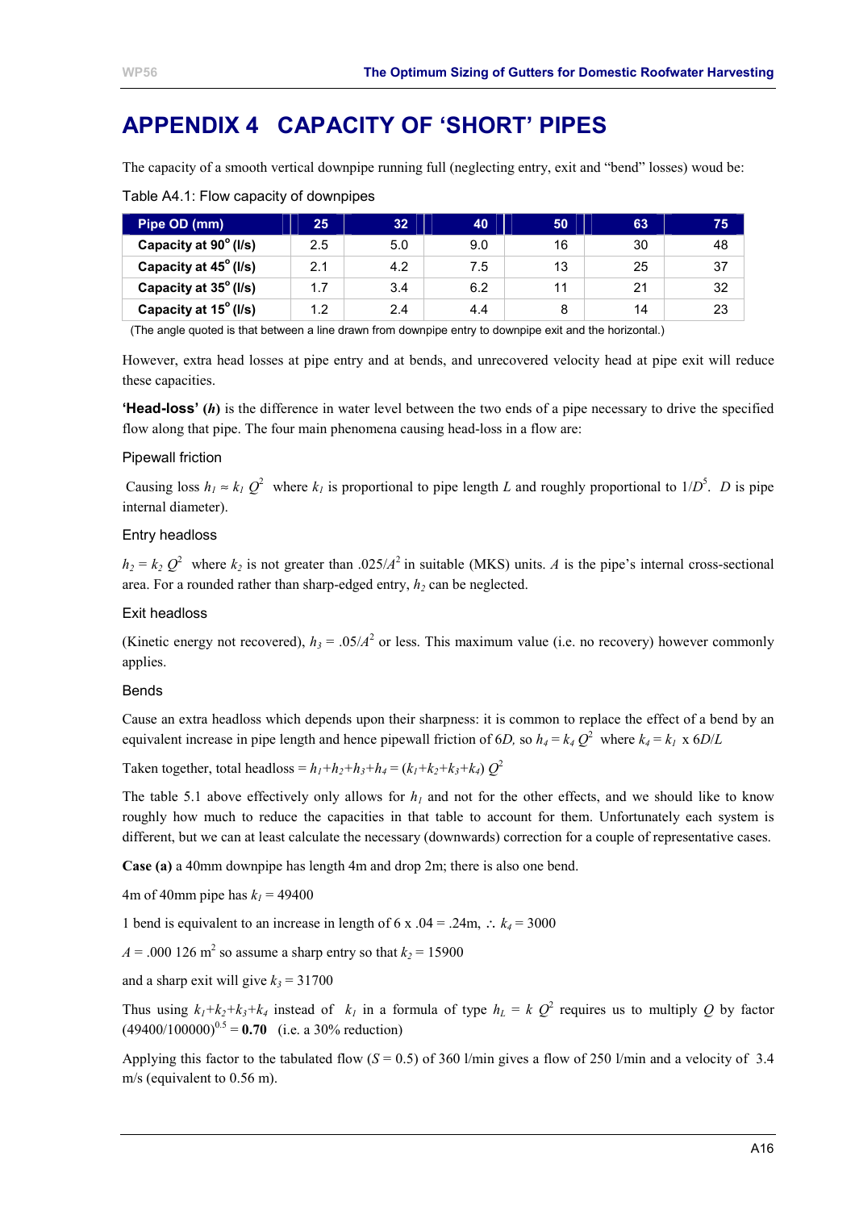# APPENDIX 4 CAPACITY OF 'SHORT' PIPES

The capacity of a smooth vertical downpipe running full (neglecting entry, exit and "bend" losses) woud be:

Table A4.1: Flow capacity of downpipes

| Pipe OD (mm) | 25 | 32 | 40 | 50 | 63 | 75 |
|---|---|---|---|---|---|---|
| **Capacity at 90° (l/s)** | 2.5 | 5.0 | 9.0 | 16 | 30 | 48 |
| **Capacity at 45° (l/s)** | 2.1 | 4.2 | 7.5 | 13 | 25 | 37 |
| **Capacity at 35° (l/s)** | 1.7 | 3.4 | 6.2 | 11 | 21 | 32 |
| **Capacity at 15° (l/s)** | 1.2 | 2.4 | 4.4 | 8 | 14 | 23 |

(The angle quoted is that between a line drawn from downpipe entry to downpipe exit and the horizontal.)

However, extra head losses at pipe entry and at bends, and unrecovered velocity head at pipe exit will reduce these capacities.

**'Head-loss' (*h*)** is the difference in water level between the two ends of a pipe necessary to drive the specified flow along that pipe. The four main phenomena causing head-loss in a flow are:

### Pipewall friction

Causing loss $h_1 \approx k_1 Q^2$ where $k_1$ is proportional to pipe length $L$ and roughly proportional to $1/D^5$. $D$ is pipe internal diameter).

### Entry headloss

$h_2 = k_2 Q^2$ where $k_2$ is not greater than $.025/A^2$ in suitable (MKS) units. $A$ is the pipe's internal cross-sectional area. For a rounded rather than sharp-edged entry, $h_2$ can be neglected.

### Exit headloss

(Kinetic energy not recovered), $h_3 = .05/A^2$ or less. This maximum value (i.e. no recovery) however commonly applies.

### Bends

Cause an extra headloss which depends upon their sharpness: it is common to replace the effect of a bend by an equivalent increase in pipe length and hence pipewall friction of $6D$, so $h_4 = k_4 Q^2$ where $k_4 = k_1 \times 6D/L$

Taken together, total headloss = $h_1+h_2+h_3+h_4 = (k_1+k_2+k_3+k_4)\, Q^2$

The table 5.1 above effectively only allows for $h_1$ and not for the other effects, and we should like to know roughly how much to reduce the capacities in that table to account for them. Unfortunately each system is different, but we can at least calculate the necessary (downwards) correction for a couple of representative cases.

**Case (a)** a 40mm downpipe has length 4m and drop 2m; there is also one bend.

4m of 40mm pipe has $k_1 = 49400$

1 bend is equivalent to an increase in length of 6 x .04 = .24m, $\therefore\ k_4 = 3000$

$A = .000\ 126\ \text{m}^2$ so assume a sharp entry so that $k_2 = 15900$

and a sharp exit will give $k_3 = 31700$

Thus using $k_1+k_2+k_3+k_4$ instead of $k_1$ in a formula of type $h_L = k\, Q^2$ requires us to multiply $Q$ by factor $(49400/100000)^{0.5} = \mathbf{0.70}$ (i.e. a 30% reduction)

Applying this factor to the tabulated flow ($S = 0.5$) of 360 l/min gives a flow of 250 l/min and a velocity of 3.4 m/s (equivalent to 0.56 m).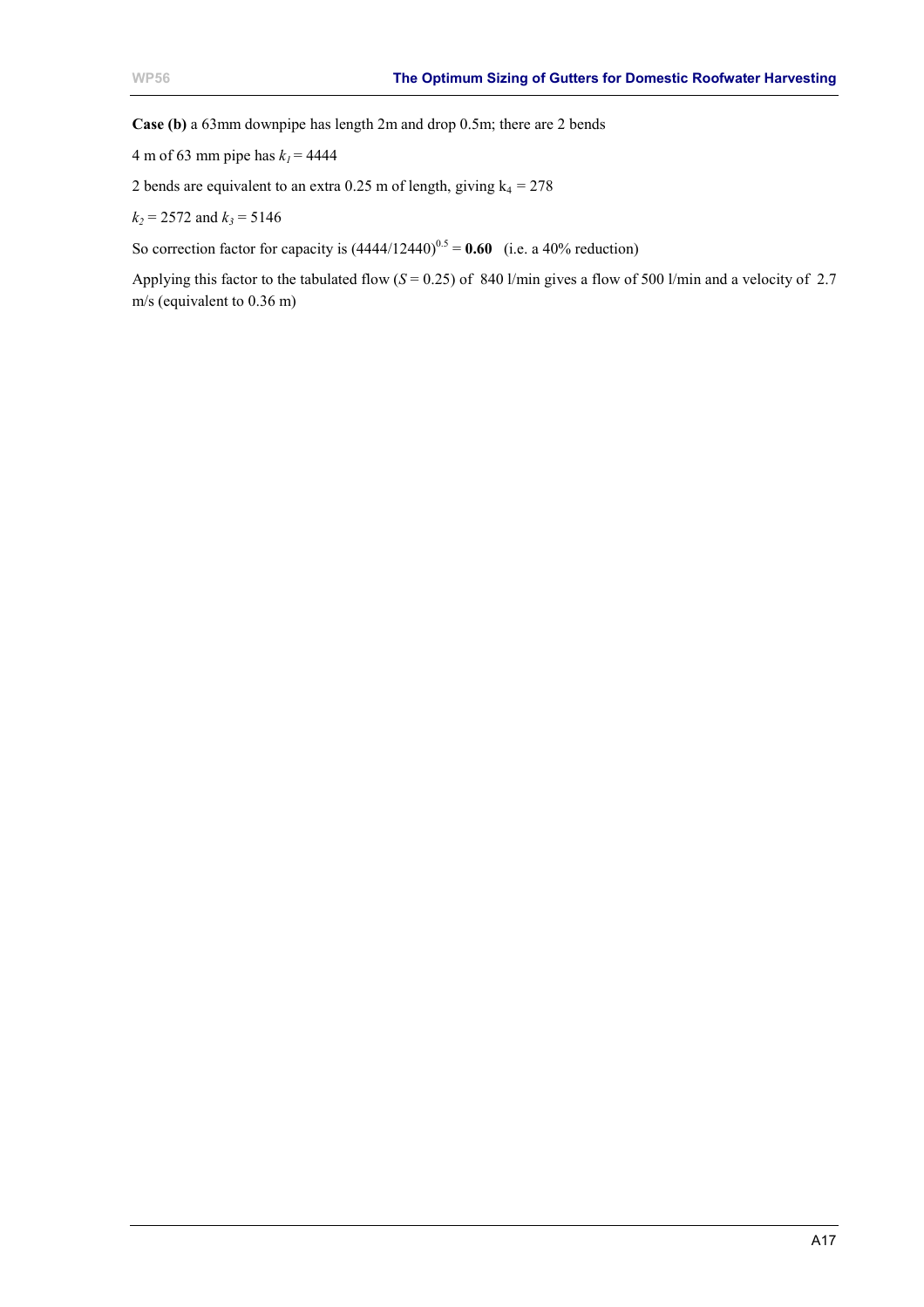**Case (b)** a 63mm downpipe has length 2m and drop 0.5m; there are 2 bends

4 m of 63 mm pipe has $k_1 = 4444$

2 bends are equivalent to an extra 0.25 m of length, giving $k_4 = 278$

$k_2 = 2572$ and $k_3 = 5146$

So correction factor for capacity is $(4444/12440)^{0.5} =$ **0.60** (i.e. a 40% reduction)

Applying this factor to the tabulated flow ($S = 0.25$) of 840 l/min gives a flow of 500 l/min and a velocity of 2.7 m/s (equivalent to 0.36 m)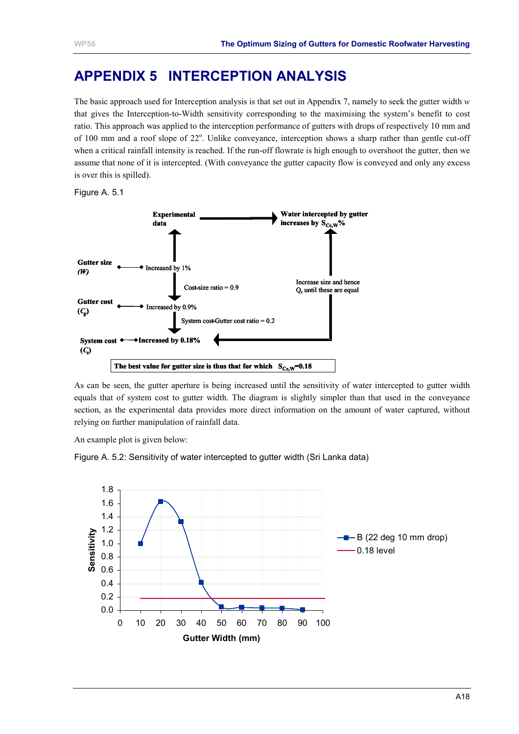# APPENDIX 5 INTERCEPTION ANALYSIS

The basic approach used for Interception analysis is that set out in Appendix 7, namely to seek the gutter width *w* that gives the Interception-to-Width sensitivity corresponding to the maximising the system's benefit to cost ratio. This approach was applied to the interception performance of gutters with drops of respectively 10 mm and of 100 mm and a roof slope of 22°. Unlike conveyance, interception shows a sharp rather than gentle cut-off when a critical rainfall intensity is reached. If the run-off flowrate is high enough to overshoot the gutter, then we assume that none of it is intercepted. (With conveyance the gutter capacity flow is conveyed and only any excess is over this is spilled).

Figure A. 5.1

**Experimental data** → **Water intercepted by gutter increases by $S_{Cc,W}$%**

**Gutter size (*W*)** — Increased by 1%

Cost-size ratio = 0.9

**Gutter cost ($C_g$)** — Increased by 0.9%

System cost-Gutter cost ratio = 0.2

**System cost ($C_s$)** — **Increased by 0.18%**

Increase size and hence $Q_c$ until these are equal

**The best value for gutter size is thus that for which $S_{Cc,W}$=0.18**

As can be seen, the gutter aperture is being increased until the sensitivity of water intercepted to gutter width equals that of system cost to gutter width. The diagram is slightly simpler than that used in the conveyance section, as the experimental data provides more direct information on the amount of water captured, without relying on further manipulation of rainfall data.

An example plot is given below:

Figure A. 5.2: Sensitivity of water intercepted to gutter width (Sri Lanka data)

| Gutter Width (mm) | B (22 deg 10 mm drop) Sensitivity | 0.18 level |
|---|---|---|
| 10 | 1.0 | 0.18 |
| 20 | 1.63 | 0.18 |
| 30 | 1.33 | 0.18 |
| 40 | 0.42 | 0.18 |
| 50 | 0.05 | 0.18 |
| 60 | 0.05 | 0.18 |
| 70 | 0.04 | 0.18 |
| 80 | 0.04 | 0.18 |
| 90 | 0.02 | 0.18 |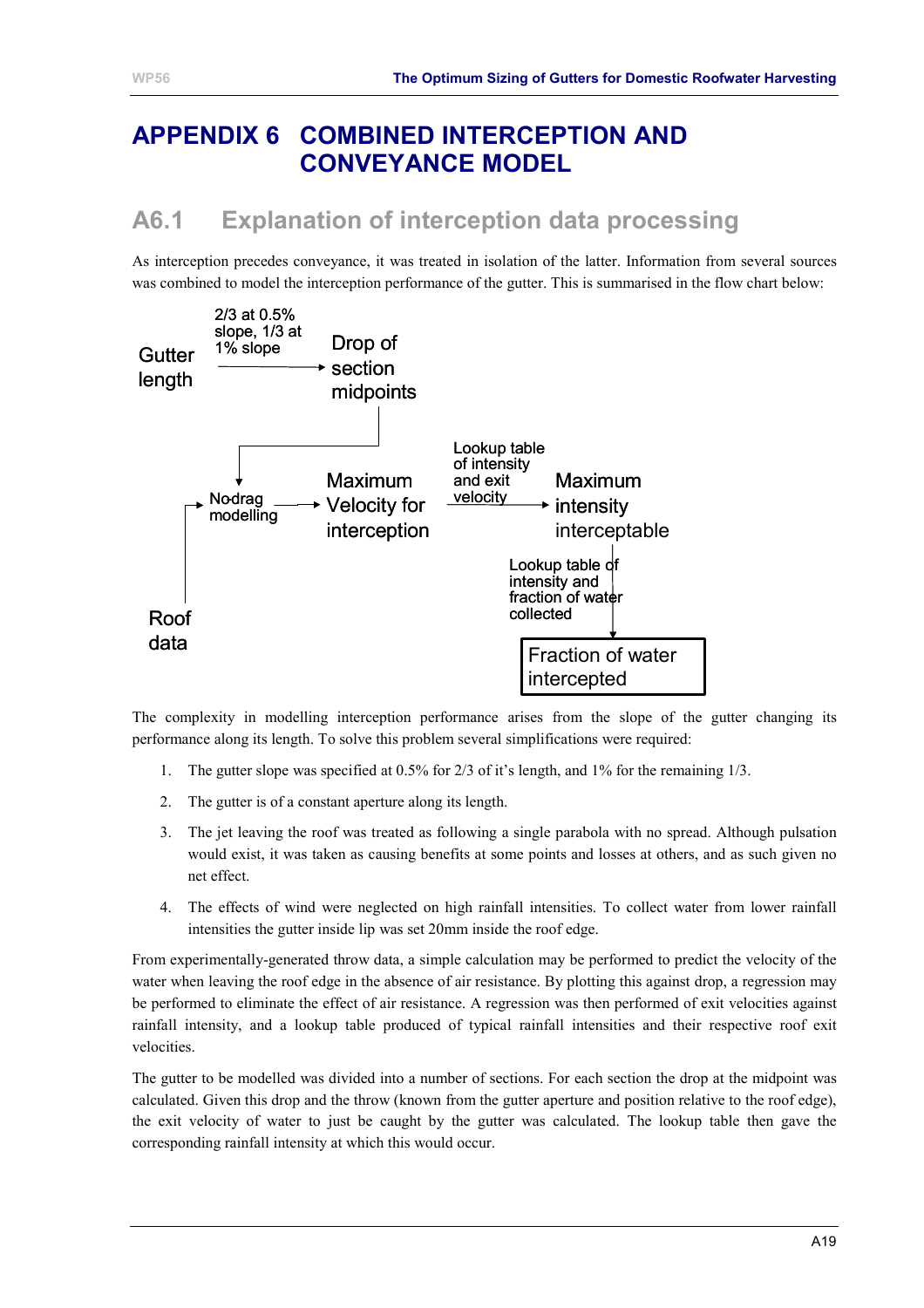# APPENDIX 6 COMBINED INTERCEPTION AND CONVEYANCE MODEL

## A6.1 Explanation of interception data processing

As interception precedes conveyance, it was treated in isolation of the latter. Information from several sources was combined to model the interception performance of the gutter. This is summarised in the flow chart below:

Gutter length → (2/3 at 0.5% slope, 1/3 at 1% slope) → Drop of section midpoints → Nodrag modelling ← Roof data

Nodrag modelling → Maximum Velocity for interception → (Lookup table of intensity and exit velocity) → Maximum intensity interceptable → (Lookup table of intensity and fraction of water collected) → Fraction of water intercepted

The complexity in modelling interception performance arises from the slope of the gutter changing its performance along its length. To solve this problem several simplifications were required:

1. The gutter slope was specified at 0.5% for 2/3 of it's length, and 1% for the remaining 1/3.
2. The gutter is of a constant aperture along its length.
3. The jet leaving the roof was treated as following a single parabola with no spread. Although pulsation would exist, it was taken as causing benefits at some points and losses at others, and as such given no net effect.
4. The effects of wind were neglected on high rainfall intensities. To collect water from lower rainfall intensities the gutter inside lip was set 20mm inside the roof edge.

From experimentally-generated throw data, a simple calculation may be performed to predict the velocity of the water when leaving the roof edge in the absence of air resistance. By plotting this against drop, a regression may be performed to eliminate the effect of air resistance. A regression was then performed of exit velocities against rainfall intensity, and a lookup table produced of typical rainfall intensities and their respective roof exit velocities.

The gutter to be modelled was divided into a number of sections. For each section the drop at the midpoint was calculated. Given this drop and the throw (known from the gutter aperture and position relative to the roof edge), the exit velocity of water to just be caught by the gutter was calculated. The lookup table then gave the corresponding rainfall intensity at which this would occur.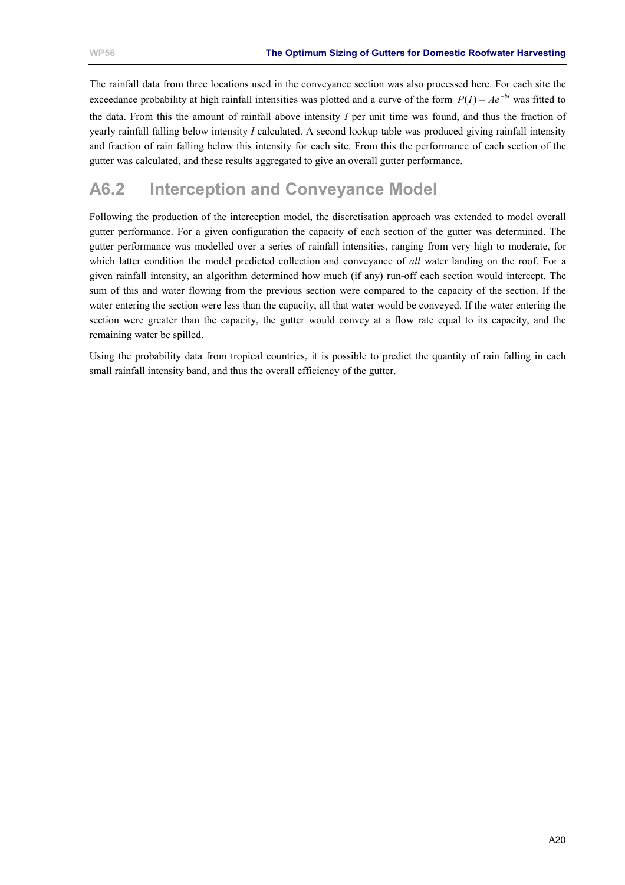The rainfall data from three locations used in the conveyance section was also processed here. For each site the exceedance probability at high rainfall intensities was plotted and a curve of the form $P(I) = Ae^{-bI}$ was fitted to the data. From this the amount of rainfall above intensity $I$ per unit time was found, and thus the fraction of yearly rainfall falling below intensity $I$ calculated. A second lookup table was produced giving rainfall intensity and fraction of rain falling below this intensity for each site. From this the performance of each section of the gutter was calculated, and these results aggregated to give an overall gutter performance.

## A6.2 Interception and Conveyance Model

Following the production of the interception model, the discretisation approach was extended to model overall gutter performance. For a given configuration the capacity of each section of the gutter was determined. The gutter performance was modelled over a series of rainfall intensities, ranging from very high to moderate, for which latter condition the model predicted collection and conveyance of *all* water landing on the roof. For a given rainfall intensity, an algorithm determined how much (if any) run-off each section would intercept. The sum of this and water flowing from the previous section were compared to the capacity of the section. If the water entering the section were less than the capacity, all that water would be conveyed. If the water entering the section were greater than the capacity, the gutter would convey at a flow rate equal to its capacity, and the remaining water be spilled.

Using the probability data from tropical countries, it is possible to predict the quantity of rain falling in each small rainfall intensity band, and thus the overall efficiency of the gutter.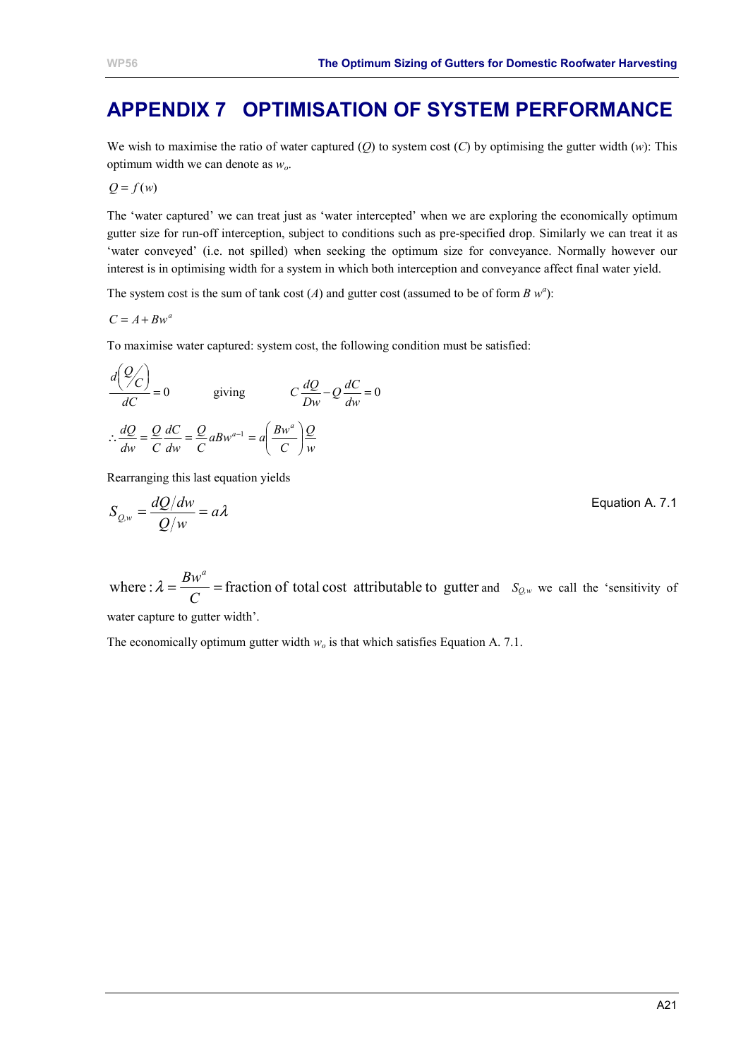# APPENDIX 7 OPTIMISATION OF SYSTEM PERFORMANCE

We wish to maximise the ratio of water captured ($Q$) to system cost ($C$) by optimising the gutter width ($w$): This optimum width we can denote as $w_o$.

$$Q = f(w)$$

The 'water captured' we can treat just as 'water intercepted' when we are exploring the economically optimum gutter size for run-off interception, subject to conditions such as pre-specified drop. Similarly we can treat it as 'water conveyed' (i.e. not spilled) when seeking the optimum size for conveyance. Normally however our interest is in optimising width for a system in which both interception and conveyance affect final water yield.

The system cost is the sum of tank cost ($A$) and gutter cost (assumed to be of form $B\,w^a$):

$$C = A + Bw^a$$

To maximise water captured: system cost, the following condition must be satisfied:

$$\frac{d\left(Q/C\right)}{dC} = 0 \qquad \text{giving} \qquad C\frac{dQ}{Dw} - Q\frac{dC}{dw} = 0$$

$$\therefore \frac{dQ}{dw} = \frac{Q}{C}\frac{dC}{dw} = \frac{Q}{C}aBw^{a-1} = a\left(\frac{Bw^a}{C}\right)\frac{Q}{w}$$

Rearranging this last equation yields

$$S_{Q,w} = \frac{dQ/dw}{Q/w} = a\lambda \qquad \text{Equation A. 7.1}$$

where : $\lambda = \dfrac{Bw^a}{C} =$ fraction of total cost attributable to gutter and $S_{Q,w}$ we call the 'sensitivity of water capture to gutter width'.

The economically optimum gutter width $w_o$ is that which satisfies Equation A. 7.1.